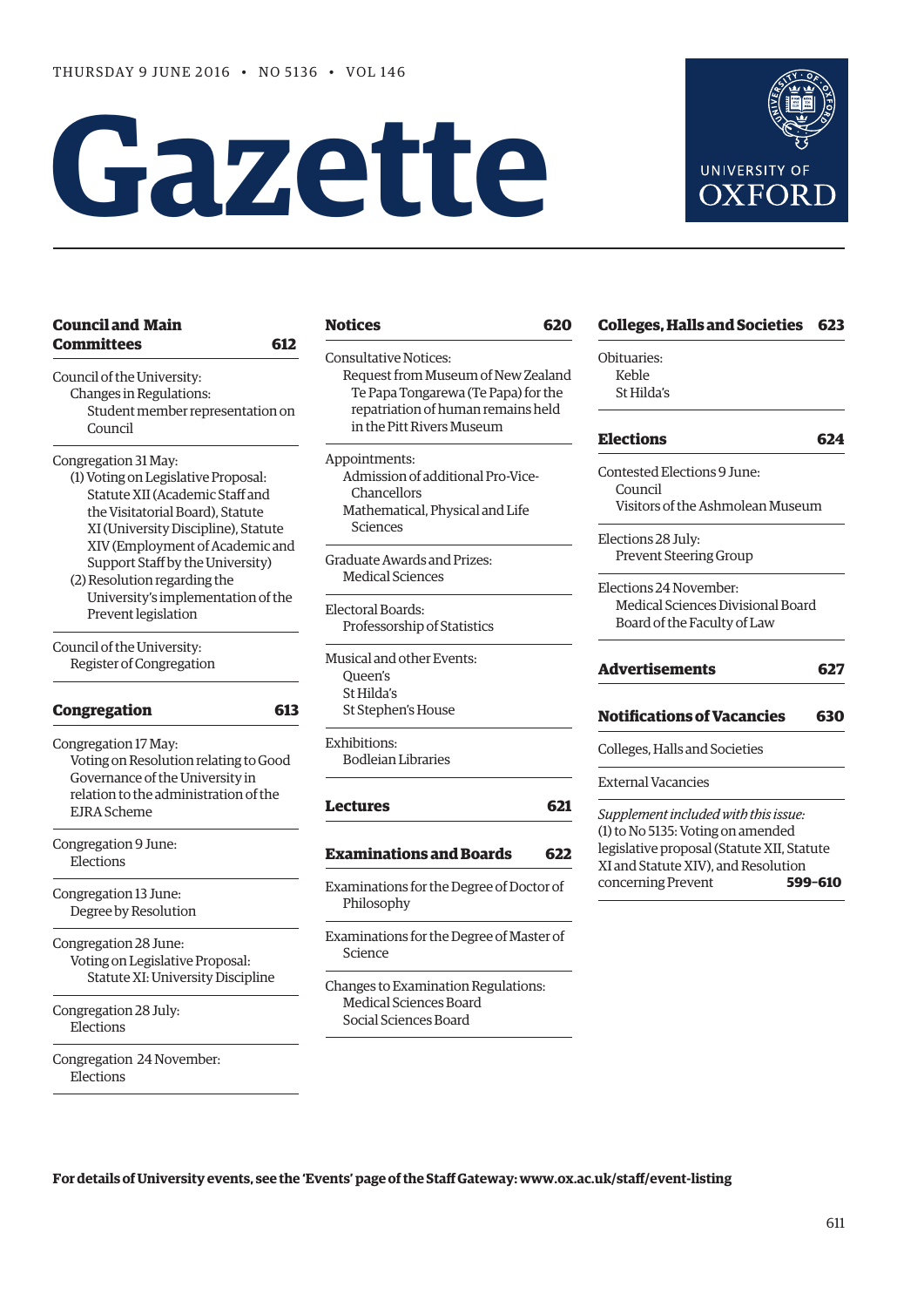THURSDAY 9 JUNE 2016 • NO 5136 • VOL 146

# Gazette

UNIVERSITY OF OXFORD

**Council and Main Committees** 612

Council of the University:
- Changes in Regulations:
  - Student member representation on Council

Congregation 31 May:
- (1) Voting on Legislative Proposal: Statute XII (Academic Staff and the Visitatorial Board), Statute XI (University Discipline), Statute XIV (Employment of Academic and Support Staff by the University)
- (2) Resolution regarding the University's implementation of the Prevent legislation

Council of the University:
- Register of Congregation

**Congregation** 613

Congregation 17 May:
- Voting on Resolution relating to Good Governance of the University in relation to the administration of the EJRA Scheme

Congregation 9 June:
- Elections

Congregation 13 June:
- Degree by Resolution

Congregation 28 June:
- Voting on Legislative Proposal:
  - Statute XI: University Discipline

Congregation 28 July:
- Elections

Congregation 24 November:
- Elections

**Notices** 620

Consultative Notices:
- Request from Museum of New Zealand Te Papa Tongarewa (Te Papa) for the repatriation of human remains held in the Pitt Rivers Museum

Appointments:
- Admission of additional Pro-Vice-Chancellors
- Mathematical, Physical and Life Sciences

Graduate Awards and Prizes:
- Medical Sciences

Electoral Boards:
- Professorship of Statistics

Musical and other Events:
- Queen's
- St Hilda's
- St Stephen's House

Exhibitions:
- Bodleian Libraries

**Lectures** 621

**Examinations and Boards** 622

Examinations for the Degree of Doctor of Philosophy

Examinations for the Degree of Master of Science

Changes to Examination Regulations:
- Medical Sciences Board
- Social Sciences Board

**Colleges, Halls and Societies** 623

Obituaries:
- Keble
- St Hilda's

**Elections** 624

Contested Elections 9 June:
- Council
- Visitors of the Ashmolean Museum

Elections 28 July:
- Prevent Steering Group

Elections 24 November:
- Medical Sciences Divisional Board
- Board of the Faculty of Law

**Advertisements** 627

**Notifications of Vacancies** 630

Colleges, Halls and Societies

External Vacancies

*Supplement included with this issue:*
(1) to No 5135: Voting on amended legislative proposal (Statute XII, Statute XI and Statute XIV), and Resolution concerning Prevent **599–610**

**For details of University events, see the 'Events' page of the Staff Gateway: www.ox.ac.uk/staff/event-listing**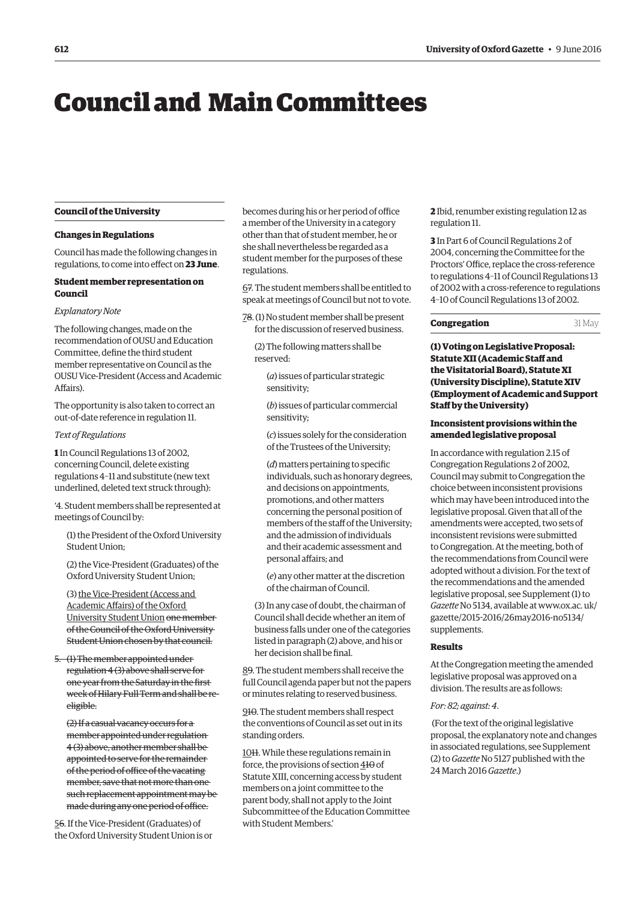# Council and Main Committees

## Council of the University

### Changes in Regulations

Council has made the following changes in regulations, to come into effect on **23 June**.

### Student member representation on Council

*Explanatory Note*

The following changes, made on the recommendation of OUSU and Education Committee, define the third student member representative on Council as the OUSU Vice-President (Access and Academic Affairs).

The opportunity is also taken to correct an out-of-date reference in regulation 11.

*Text of Regulations*

**1** In Council Regulations 13 of 2002, concerning Council, delete existing regulations 4–11 and substitute (new text underlined, deleted text struck through):

'4. Student members shall be represented at meetings of Council by:

(1) the President of the Oxford University Student Union;

(2) the Vice-President (Graduates) of the Oxford University Student Union;

(3) <u>the Vice-President (Access and Academic Affairs) of the Oxford University Student Union</u> ~~one member of the Council of the Oxford University Student Union chosen by that council.~~

~~5. (1) The member appointed under regulation 4 (3) above shall serve for one year from the Saturday in the first week of Hilary Full Term and shall be re-eligible.~~

~~(2) If a casual vacancy occurs for a member appointed under regulation 4 (3) above, another member shall be appointed to serve for the remainder of the period of office of the vacating member, save that not more than one such replacement appointment may be made during any one period of office.~~

<u>5</u>~~6~~. If the Vice-President (Graduates) of the Oxford University Student Union is or becomes during his or her period of office a member of the University in a category other than that of student member, he or she shall nevertheless be regarded as a student member for the purposes of these regulations.

<u>6</u>~~7~~. The student members shall be entitled to speak at meetings of Council but not to vote.

<u>7</u>~~8~~. (1) No student member shall be present for the discussion of reserved business.

(2) The following matters shall be reserved:

(*a*) issues of particular strategic sensitivity;

(*b*) issues of particular commercial sensitivity;

(*c*) issues solely for the consideration of the Trustees of the University;

(*d*) matters pertaining to specific individuals, such as honorary degrees, and decisions on appointments, promotions, and other matters concerning the personal position of members of the staff of the University; and the admission of individuals and their academic assessment and personal affairs; and

(*e*) any other matter at the discretion of the chairman of Council.

(3) In any case of doubt, the chairman of Council shall decide whether an item of business falls under one of the categories listed in paragraph (2) above, and his or her decision shall be final.

<u>8</u>~~9~~. The student members shall receive the full Council agenda paper but not the papers or minutes relating to reserved business.

<u>9</u>~~10~~. The student members shall respect the conventions of Council as set out in its standing orders.

<u>10</u>~~11~~. While these regulations remain in force, the provisions of section <u>4</u>~~10~~ of Statute XIII, concerning access by student members on a joint committee to the parent body, shall not apply to the Joint Subcommittee of the Education Committee with Student Members.'

**2** Ibid, renumber existing regulation 12 as regulation 11.

**3** In Part 6 of Council Regulations 2 of 2004, concerning the Committee for the Proctors' Office, replace the cross-reference to regulations 4–11 of Council Regulations 13 of 2002 with a cross-reference to regulations 4–10 of Council Regulations 13 of 2002.

## Congregation

31 May

### (1) Voting on Legislative Proposal: Statute XII (Academic Staff and the Visitatorial Board), Statute XI (University Discipline), Statute XIV (Employment of Academic and Support Staff by the University)

### Inconsistent provisions within the amended legislative proposal

In accordance with regulation 2.15 of Congregation Regulations 2 of 2002, Council may submit to Congregation the choice between inconsistent provisions which may have been introduced into the legislative proposal. Given that all of the amendments were accepted, two sets of inconsistent revisions were submitted to Congregation. At the meeting, both of the recommendations from Council were adopted without a division. For the text of the recommendations and the amended legislative proposal, see Supplement (1) to *Gazette* No 5134, available at www.ox.ac.uk/gazette/2015-2016/26may2016-no5134/supplements.

### Results

At the Congregation meeting the amended legislative proposal was approved on a division. The results are as follows:

*For: 82; against: 4.*

(For the text of the original legislative proposal, the explanatory note and changes in associated regulations, see Supplement (2) to *Gazette* No 5127 published with the 24 March 2016 *Gazette*.)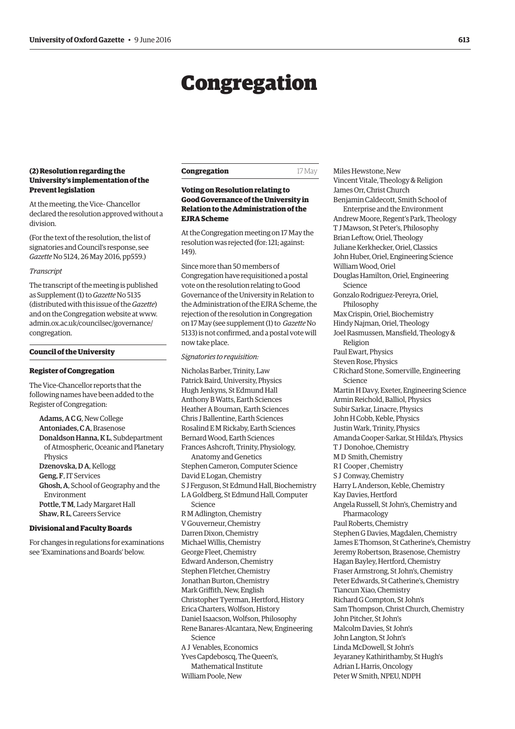# Congregation

**(2) Resolution regarding the University's implementation of the Prevent legislation**

At the meeting, the Vice- Chancellor declared the resolution approved without a division.

(For the text of the resolution, the list of signatories and Council's response, see *Gazette* No 5124, 26 May 2016, pp559.)

*Transcript*

The transcript of the meeting is published as Supplement (1) to *Gazette* No 5135 (distributed with this issue of the *Gazette*) and on the Congregation website at www.admin.ox.ac.uk/councilsec/governance/congregation.

### Council of the University

**Register of Congregation**

The Vice-Chancellor reports that the following names have been added to the Register of Congregation:

- **Adams, A C G**, New College
- **Antoniades, C A**, Brasenose
- **Donaldson Hanna, K L**, Subdepartment of Atmospheric, Oceanic and Planetary Physics
- **Dzenovska, D A**, Kellogg
- **Geng, F**, IT Services
- **Ghosh, A**, School of Geography and the Environment
- **Pottle, T M**, Lady Margaret Hall
- **Shaw, R L**, Careers Service

**Divisional and Faculty Boards**

For changes in regulations for examinations see 'Examinations and Boards' below.

### Congregation 17 May

**Voting on Resolution relating to Good Governance of the University in Relation to the Administration of the EJRA Scheme**

At the Congregation meeting on 17 May the resolution was rejected (for: 121; against: 149).

Since more than 50 members of Congregation have requisitioned a postal vote on the resolution relating to Good Governance of the University in Relation to the Administration of the EJRA Scheme, the rejection of the resolution in Congregation on 17 May (see supplement (1) to *Gazette* No 5133) is not confirmed, and a postal vote will now take place.

*Signatories to requisition:*

Nicholas Barber, Trinity, Law
Patrick Baird, University, Physics
Hugh Jenkyns, St Edmund Hall
Anthony B Watts, Earth Sciences
Heather A Bouman, Earth Sciences
Chris J Ballentine, Earth Sciences
Rosalind E M Rickaby, Earth Sciences
Bernard Wood, Earth Sciences
Frances Ashcroft, Trinity, Physiology, Anatomy and Genetics
Stephen Cameron, Computer Science
David E Logan, Chemistry
S J Ferguson, St Edmund Hall, Biochemistry
L A Goldberg, St Edmund Hall, Computer Science
R M Adlington, Chemistry
V Gouverneur, Chemistry
Darren Dixon, Chemistry
Michael Willis, Chemistry
George Fleet, Chemistry
Edward Anderson, Chemistry
Stephen Fletcher, Chemistry
Jonathan Burton, Chemistry
Mark Griffith, New, English
Christopher Tyerman, Hertford, History
Erica Charters, Wolfson, History
Daniel Isaacson, Wolfson, Philosophy
Rene Banares-Alcantara, New, Engineering Science
A J Venables, Economics
Yves Capdeboscq, The Queen's, Mathematical Institute
William Poole, New
Miles Hewstone, New
Vincent Vitale, Theology & Religion
James Orr, Christ Church
Benjamin Caldecott, Smith School of Enterprise and the Environment
Andrew Moore, Regent's Park, Theology
T J Mawson, St Peter's, Philosophy
Brian Leftow, Oriel, Theology
Juliane Kerkhecker, Oriel, Classics
John Huber, Oriel, Engineering Science
William Wood, Oriel
Douglas Hamilton, Oriel, Engineering Science
Gonzalo Rodriguez-Pereyra, Oriel, Philosophy
Max Crispin, Oriel, Biochemistry
Hindy Najman, Oriel, Theology
Joel Rasmussen, Mansfield, Theology & Religion
Paul Ewart, Physics
Steven Rose, Physics
C Richard Stone, Somerville, Engineering Science
Martin H Davy, Exeter, Engineering Science
Armin Reichold, Balliol, Physics
Subir Sarkar, Linacre, Physics
John H Cobb, Keble, Physics
Justin Wark, Trinity, Physics
Amanda Cooper-Sarkar, St Hilda's, Physics
T J Donohoe, Chemistry
M D Smith, Chemistry
R I Cooper , Chemistry
S J Conway, Chemistry
Harry L Anderson, Keble, Chemistry
Kay Davies, Hertford
Angela Russell, St John's, Chemistry and Pharmacology
Paul Roberts, Chemistry
Stephen G Davies, Magdalen, Chemistry
James E Thomson, St Catherine's, Chemistry
Jeremy Robertson, Brasenose, Chemistry
Hagan Bayley, Hertford, Chemistry
Fraser Armstrong, St John's, Chemistry
Peter Edwards, St Catherine's, Chemistry
Tiancun Xiao, Chemistry
Richard G Compton, St John's
Sam Thompson, Christ Church, Chemistry
John Pitcher, St John's
Malcolm Davies, St John's
John Langton, St John's
Linda McDowell, St John's
Jeyaraney Kathirithamby, St Hugh's
Adrian L Harris, Oncology
Peter W Smith, NPEU, NDPH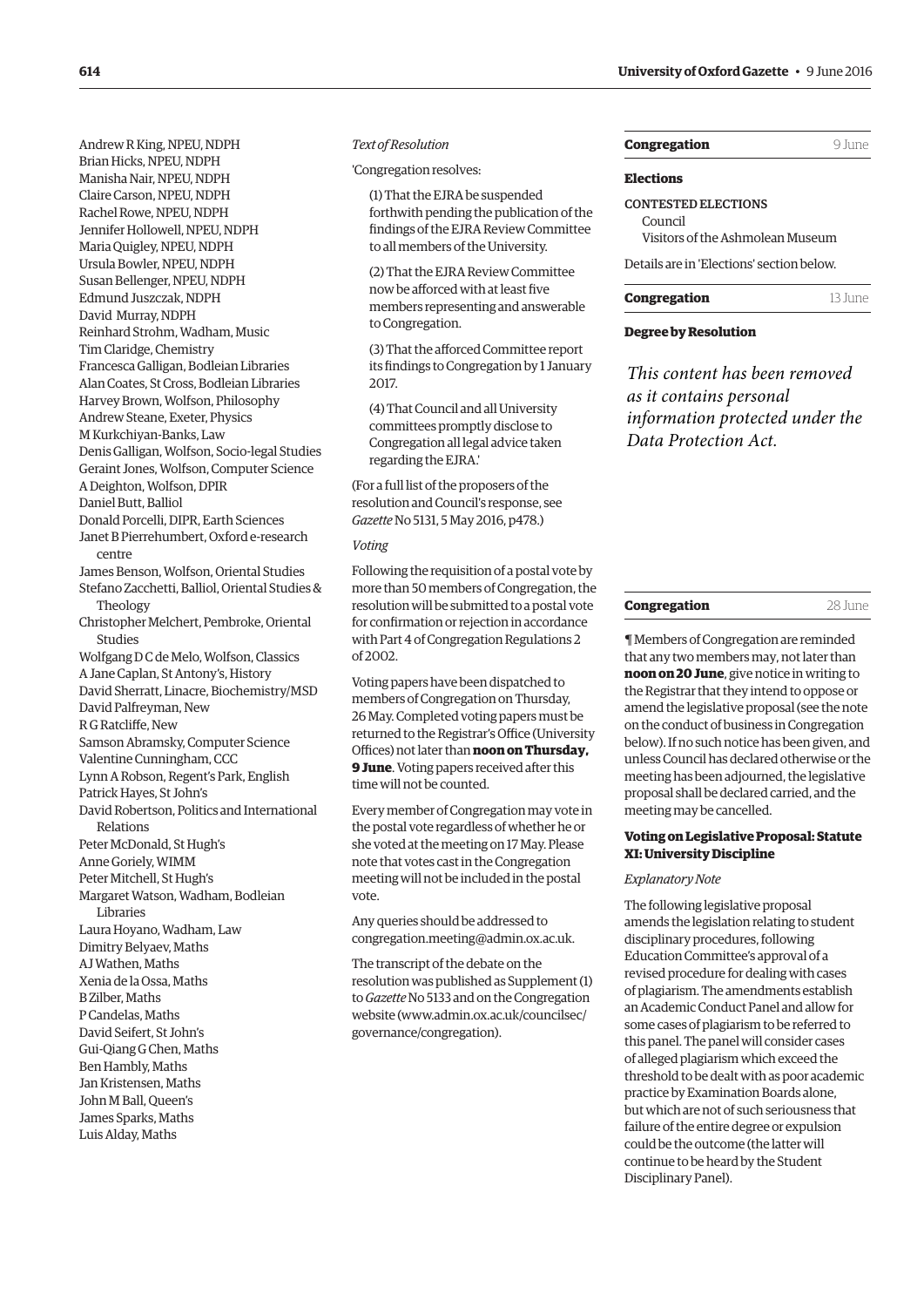Andrew R King, NPEU, NDPH
Brian Hicks, NPEU, NDPH
Manisha Nair, NPEU, NDPH
Claire Carson, NPEU, NDPH
Rachel Rowe, NPEU, NDPH
Jennifer Hollowell, NPEU, NDPH
Maria Quigley, NPEU, NDPH
Ursula Bowler, NPEU, NDPH
Susan Bellenger, NPEU, NDPH
Edmund Juszczak, NDPH
David Murray, NDPH
Reinhard Strohm, Wadham, Music
Tim Claridge, Chemistry
Francesca Galligan, Bodleian Libraries
Alan Coates, St Cross, Bodleian Libraries
Harvey Brown, Wolfson, Philosophy
Andrew Steane, Exeter, Physics
M Kurkchiyan-Banks, Law
Denis Galligan, Wolfson, Socio-legal Studies
Geraint Jones, Wolfson, Computer Science
A Deighton, Wolfson, DPIR
Daniel Butt, Balliol
Donald Porcelli, DIPR, Earth Sciences
Janet B Pierrehumbert, Oxford e-research centre
James Benson, Wolfson, Oriental Studies
Stefano Zacchetti, Balliol, Oriental Studies & Theology
Christopher Melchert, Pembroke, Oriental Studies
Wolfgang D C de Melo, Wolfson, Classics
A Jane Caplan, St Antony's, History
David Sherratt, Linacre, Biochemistry/MSD
David Palfreyman, New
R G Ratcliffe, New
Samson Abramsky, Computer Science
Valentine Cunningham, CCC
Lynn A Robson, Regent's Park, English
Patrick Hayes, St John's
David Robertson, Politics and International Relations
Peter McDonald, St Hugh's
Anne Goriely, WIMM
Peter Mitchell, St Hugh's
Margaret Watson, Wadham, Bodleian Libraries
Laura Hoyano, Wadham, Law
Dimitry Belyaev, Maths
AJ Wathen, Maths
Xenia de la Ossa, Maths
B Zilber, Maths
P Candelas, Maths
David Seifert, St John's
Gui-Qiang G Chen, Maths
Ben Hambly, Maths
Jan Kristensen, Maths
John M Ball, Queen's
James Sparks, Maths
Luis Alday, Maths

*Text of Resolution*

'Congregation resolves:

(1) That the EJRA be suspended forthwith pending the publication of the findings of the EJRA Review Committee to all members of the University.

(2) That the EJRA Review Committee now be afforced with at least five members representing and answerable to Congregation.

(3) That the afforced Committee report its findings to Congregation by 1 January 2017.

(4) That Council and all University committees promptly disclose to Congregation all legal advice taken regarding the EJRA.'

(For a full list of the proposers of the resolution and Council's response, see *Gazette* No 5131, 5 May 2016, p478.)

*Voting*

Following the requisition of a postal vote by more than 50 members of Congregation, the resolution will be submitted to a postal vote for confirmation or rejection in accordance with Part 4 of Congregation Regulations 2 of 2002.

Voting papers have been dispatched to members of Congregation on Thursday, 26 May. Completed voting papers must be returned to the Registrar's Office (University Offices) not later than **noon on Thursday, 9 June**. Voting papers received after this time will not be counted.

Every member of Congregation may vote in the postal vote regardless of whether he or she voted at the meeting on 17 May. Please note that votes cast in the Congregation meeting will not be included in the postal vote.

Any queries should be addressed to congregation.meeting@admin.ox.ac.uk.

The transcript of the debate on the resolution was published as Supplement (1) to *Gazette* No 5133 and on the Congregation website (www.admin.ox.ac.uk/councilsec/governance/congregation).

## Congregation — 9 June

### Elections

CONTESTED ELECTIONS
Council
Visitors of the Ashmolean Museum

Details are in 'Elections' section below.

## Congregation — 13 June

### Degree by Resolution

*This content has been removed as it contains personal information protected under the Data Protection Act.*

## Congregation — 28 June

¶ Members of Congregation are reminded that any two members may, not later than **noon on 20 June**, give notice in writing to the Registrar that they intend to oppose or amend the legislative proposal (see the note on the conduct of business in Congregation below). If no such notice has been given, and unless Council has declared otherwise or the meeting has been adjourned, the legislative proposal shall be declared carried, and the meeting may be cancelled.

### Voting on Legislative Proposal: Statute XI: University Discipline

*Explanatory Note*

The following legislative proposal amends the legislation relating to student disciplinary procedures, following Education Committee's approval of a revised procedure for dealing with cases of plagiarism. The amendments establish an Academic Conduct Panel and allow for some cases of plagiarism to be referred to this panel. The panel will consider cases of alleged plagiarism which exceed the threshold to be dealt with as poor academic practice by Examination Boards alone, but which are not of such seriousness that failure of the entire degree or expulsion could be the outcome (the latter will continue to be heard by the Student Disciplinary Panel).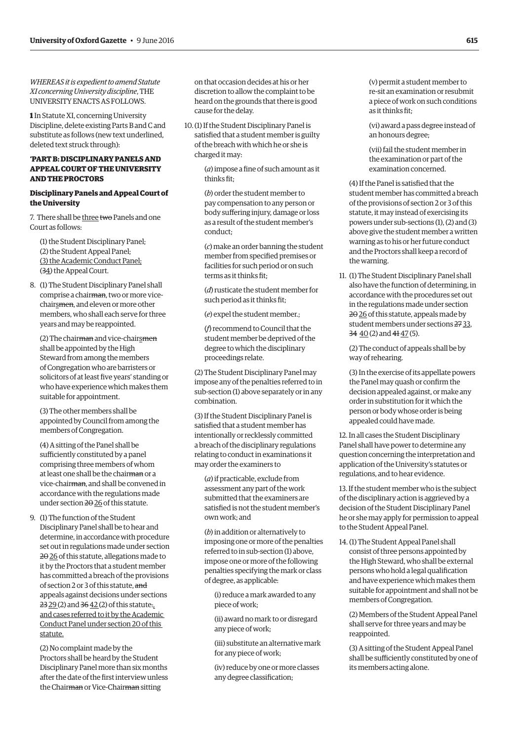*WHEREAS it is expedient to amend Statute XI concerning University discipline*, THE UNIVERSITY ENACTS AS FOLLOWS.

**1** In Statute XI, concerning University Discipline, delete existing Parts B and C and substitute as follows (new text underlined, deleted text struck through):

**'PART B: DISCIPLINARY PANELS AND APPEAL COURT OF THE UNIVERSITY AND THE PROCTORS**

**Disciplinary Panels and Appeal Court of the University**

7. There shall be <u>three</u> ~~two~~ Panels and one Court as follows:

(1) the Student Disciplinary Panel;
(2) the Student Appeal Panel;
<u>(3) the Academic Conduct Panel;</u>
(~~3~~<u>4</u>) the Appeal Court.

8. (1) The Student Disciplinary Panel shall comprise a chair~~man~~, two or more vice-chair<u>s</u>~~men~~, and eleven or more other members, who shall each serve for three years and may be reappointed.

(2) The chair~~man~~ and vice-chair<u>s</u>~~men~~ shall be appointed by the High Steward from among the members of Congregation who are barristers or solicitors of at least five years' standing or who have experience which makes them suitable for appointment.

(3) The other members shall be appointed by Council from among the members of Congregation.

(4) A sitting of the Panel shall be sufficiently constituted by a panel comprising three members of whom at least one shall be the chair~~man~~ or a vice-chair~~man~~, and shall be convened in accordance with the regulations made under section ~~20~~ <u>26</u> of this statute.

9. (1) The function of the Student Disciplinary Panel shall be to hear and determine, in accordance with procedure set out in regulations made under section ~~20~~ <u>26</u> of this statute, allegations made to it by the Proctors that a student member has committed a breach of the provisions of section 2 or 3 of this statute, ~~and~~ appeals against decisions under sections ~~23~~ <u>29</u> (2) and ~~36~~ <u>42</u> (2) of this statute~~.~~<u>,</u> <u>and cases referred to it by the Academic Conduct Panel under section 20 of this statute.</u>

(2) No complaint made by the Proctors shall be heard by the Student Disciplinary Panel more than six months after the date of the first interview unless the Chair~~man~~ or Vice-Chair~~man~~ sitting on that occasion decides at his or her discretion to allow the complaint to be heard on the grounds that there is good cause for the delay.

10. (1) If the Student Disciplinary Panel is satisfied that a student member is guilty of the breach with which he or she is charged it may:

(*a*) impose a fine of such amount as it thinks fit;

(*b*) order the student member to pay compensation to any person or body suffering injury, damage or loss as a result of the student member's conduct;

(*c*) make an order banning the student member from specified premises or facilities for such period or on such terms as it thinks fit;

(*d*) rusticate the student member for such period as it thinks fit;

(*e*) expel the student member.<u>;</u>

<u>(*f*) recommend to Council that the student member be deprived of the degree to which the disciplinary proceedings relate.</u>

(2) The Student Disciplinary Panel may impose any of the penalties referred to in sub-section (1) above separately or in any combination.

(3) If the Student Disciplinary Panel is satisfied that a student member has intentionally or recklessly committed a breach of the disciplinary regulations relating to conduct in examinations it may order the examiners to

(*a*) if practicable, exclude from assessment any part of the work submitted that the examiners are satisfied is not the student member's own work; and

(*b*) in addition or alternatively to imposing one or more of the penalties referred to in sub-section (1) above, impose one or more of the following penalties specifying the mark or class of degree, as applicable:

(i) reduce a mark awarded to any piece of work;

(ii) award no mark to or disregard any piece of work;

(iii) substitute an alternative mark for any piece of work;

(iv) reduce by one or more classes any degree classification;

(v) permit a student member to re-sit an examination or resubmit a piece of work on such conditions as it thinks fit;

(vi) award a pass degree instead of an honours degree;

(vii) fail the student member in the examination or part of the examination concerned.

(4) If the Panel is satisfied that the student member has committed a breach of the provisions of section 2 or 3 of this statute, it may instead of exercising its powers under sub-sections (1), (2) and (3) above give the student member a written warning as to his or her future conduct and the Proctors shall keep a record of the warning.

11. (1) The Student Disciplinary Panel shall also have the function of determining, in accordance with the procedures set out in the regulations made under section ~~20~~ <u>26</u> of this statute, appeals made by student members under sections ~~27~~ <u>33</u>, ~~34~~ <u>40</u> (2) and ~~41~~ <u>47</u> (5).

(2) The conduct of appeals shall be by way of rehearing.

(3) In the exercise of its appellate powers the Panel may quash or confirm the decision appealed against, or make any order in substitution for it which the person or body whose order is being appealed could have made.

12. In all cases the Student Disciplinary Panel shall have power to determine any question concerning the interpretation and application of the University's statutes or regulations, and to hear evidence.

13. If the student member who is the subject of the disciplinary action is aggrieved by a decision of the Student Disciplinary Panel he or she may apply for permission to appeal to the Student Appeal Panel.

14. (1) The Student Appeal Panel shall consist of three persons appointed by the High Steward, who shall be external persons who hold a legal qualification and have experience which makes them suitable for appointment and shall not be members of Congregation.

(2) Members of the Student Appeal Panel shall serve for three years and may be reappointed.

(3) A sitting of the Student Appeal Panel shall be sufficiently constituted by one of its members acting alone.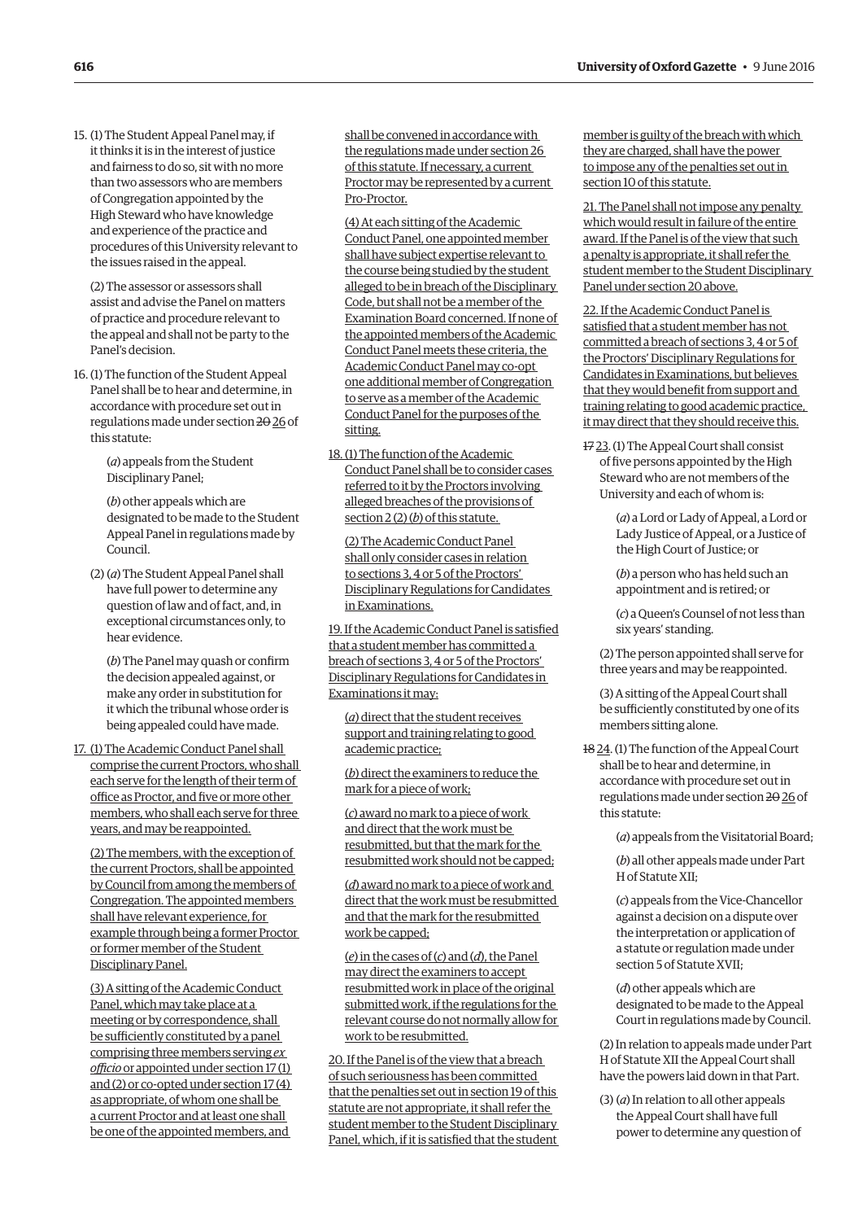15. (1) The Student Appeal Panel may, if it thinks it is in the interest of justice and fairness to do so, sit with no more than two assessors who are members of Congregation appointed by the High Steward who have knowledge and experience of the practice and procedures of this University relevant to the issues raised in the appeal.

(2) The assessor or assessors shall assist and advise the Panel on matters of practice and procedure relevant to the appeal and shall not be party to the Panel's decision.

16. (1) The function of the Student Appeal Panel shall be to hear and determine, in accordance with procedure set out in regulations made under section ~~20~~ 26 of this statute:

(*a*) appeals from the Student Disciplinary Panel;

(*b*) other appeals which are designated to be made to the Student Appeal Panel in regulations made by Council.

(2) (*a*) The Student Appeal Panel shall have full power to determine any question of law and of fact, and, in exceptional circumstances only, to hear evidence.

(*b*) The Panel may quash or confirm the decision appealed against, or make any order in substitution for it which the tribunal whose order is being appealed could have made.

17. (1) The Academic Conduct Panel shall comprise the current Proctors, who shall each serve for the length of their term of office as Proctor, and five or more other members, who shall each serve for three years, and may be reappointed.

(2) The members, with the exception of the current Proctors, shall be appointed by Council from among the members of Congregation. The appointed members shall have relevant experience, for example through being a former Proctor or former member of the Student Disciplinary Panel.

(3) A sitting of the Academic Conduct Panel, which may take place at a meeting or by correspondence, shall be sufficiently constituted by a panel comprising three members serving *ex officio* or appointed under section 17 (1) and (2) or co-opted under section 17 (4) as appropriate, of whom one shall be a current Proctor and at least one shall be one of the appointed members, and shall be convened in accordance with the regulations made under section 26 of this statute. If necessary, a current Proctor may be represented by a current Pro-Proctor.

(4) At each sitting of the Academic Conduct Panel, one appointed member shall have subject expertise relevant to the course being studied by the student alleged to be in breach of the Disciplinary Code, but shall not be a member of the Examination Board concerned. If none of the appointed members of the Academic Conduct Panel meets these criteria, the Academic Conduct Panel may co-opt one additional member of Congregation to serve as a member of the Academic Conduct Panel for the purposes of the sitting.

18. (1) The function of the Academic Conduct Panel shall be to consider cases referred to it by the Proctors involving alleged breaches of the provisions of section 2 (2) (*b*) of this statute.

(2) The Academic Conduct Panel shall only consider cases in relation to sections 3, 4 or 5 of the Proctors' Disciplinary Regulations for Candidates in Examinations.

19. If the Academic Conduct Panel is satisfied that a student member has committed a breach of sections 3, 4 or 5 of the Proctors' Disciplinary Regulations for Candidates in Examinations it may:

(*a*) direct that the student receives support and training relating to good academic practice;

(*b*) direct the examiners to reduce the mark for a piece of work;

(*c*) award no mark to a piece of work and direct that the work must be resubmitted, but that the mark for the resubmitted work should not be capped;

(*d*) award no mark to a piece of work and direct that the work must be resubmitted and that the mark for the resubmitted work be capped;

(*e*) in the cases of (*c*) and (*d*), the Panel may direct the examiners to accept resubmitted work in place of the original submitted work, if the regulations for the relevant course do not normally allow for work to be resubmitted.

20. If the Panel is of the view that a breach of such seriousness has been committed that the penalties set out in section 19 of this statute are not appropriate, it shall refer the student member to the Student Disciplinary Panel, which, if it is satisfied that the student member is guilty of the breach with which they are charged, shall have the power to impose any of the penalties set out in section 10 of this statute.

21. The Panel shall not impose any penalty which would result in failure of the entire award. If the Panel is of the view that such a penalty is appropriate, it shall refer the student member to the Student Disciplinary Panel under section 20 above.

22. If the Academic Conduct Panel is satisfied that a student member has not committed a breach of sections 3, 4 or 5 of the Proctors' Disciplinary Regulations for Candidates in Examinations, but believes that they would benefit from support and training relating to good academic practice, it may direct that they should receive this.

~~17~~ 23. (1) The Appeal Court shall consist of five persons appointed by the High Steward who are not members of the University and each of whom is:

(*a*) a Lord or Lady of Appeal, a Lord or Lady Justice of Appeal, or a Justice of the High Court of Justice; or

(*b*) a person who has held such an appointment and is retired; or

(*c*) a Queen's Counsel of not less than six years' standing.

(2) The person appointed shall serve for three years and may be reappointed.

(3) A sitting of the Appeal Court shall be sufficiently constituted by one of its members sitting alone.

~~18~~ 24. (1) The function of the Appeal Court shall be to hear and determine, in accordance with procedure set out in regulations made under section ~~20~~ 26 of this statute:

(*a*) appeals from the Visitatorial Board;

(*b*) all other appeals made under Part H of Statute XII;

(*c*) appeals from the Vice-Chancellor against a decision on a dispute over the interpretation or application of a statute or regulation made under section 5 of Statute XVII;

(*d*) other appeals which are designated to be made to the Appeal Court in regulations made by Council.

(2) In relation to appeals made under Part H of Statute XII the Appeal Court shall have the powers laid down in that Part.

(3) (*a*) In relation to all other appeals the Appeal Court shall have full power to determine any question of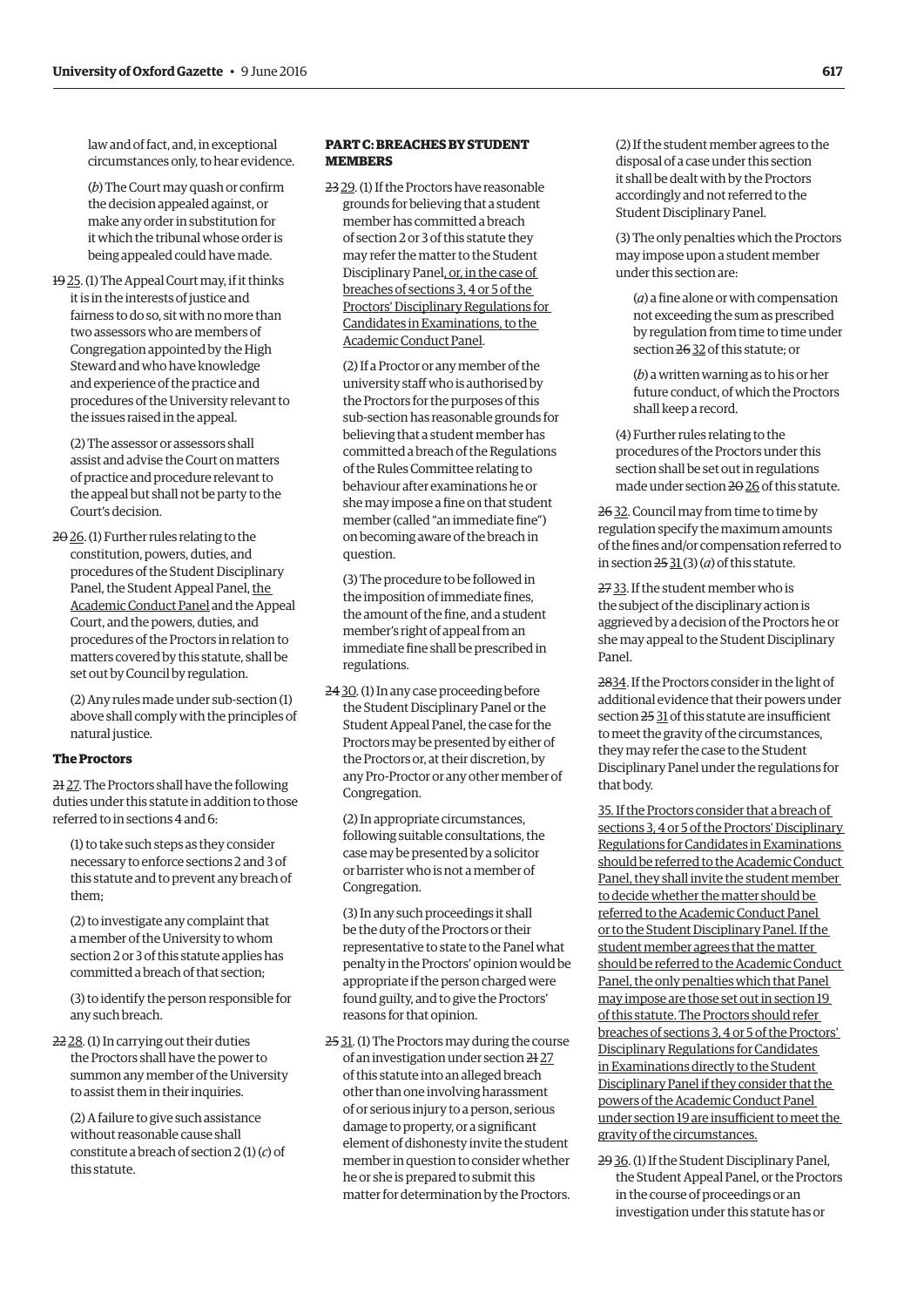law and of fact, and, in exceptional circumstances only, to hear evidence.

(*b*) The Court may quash or confirm the decision appealed against, or make any order in substitution for it which the tribunal whose order is being appealed could have made.

~~19~~ 25. (1) The Appeal Court may, if it thinks it is in the interests of justice and fairness to do so, sit with no more than two assessors who are members of Congregation appointed by the High Steward and who have knowledge and experience of the practice and procedures of the University relevant to the issues raised in the appeal.

(2) The assessor or assessors shall assist and advise the Court on matters of practice and procedure relevant to the appeal but shall not be party to the Court's decision.

~~20~~ 26. (1) Further rules relating to the constitution, powers, duties, and procedures of the Student Disciplinary Panel, the Student Appeal Panel, the Academic Conduct Panel and the Appeal Court, and the powers, duties, and procedures of the Proctors in relation to matters covered by this statute, shall be set out by Council by regulation.

(2) Any rules made under sub-section (1) above shall comply with the principles of natural justice.

**The Proctors**

~~21~~ 27. The Proctors shall have the following duties under this statute in addition to those referred to in sections 4 and 6:

(1) to take such steps as they consider necessary to enforce sections 2 and 3 of this statute and to prevent any breach of them;

(2) to investigate any complaint that a member of the University to whom section 2 or 3 of this statute applies has committed a breach of that section;

(3) to identify the person responsible for any such breach.

~~22~~ 28. (1) In carrying out their duties the Proctors shall have the power to summon any member of the University to assist them in their inquiries.

(2) A failure to give such assistance without reasonable cause shall constitute a breach of section 2 (1) (*c*) of this statute.

**PART C: BREACHES BY STUDENT MEMBERS**

~~23~~ 29. (1) If the Proctors have reasonable grounds for believing that a student member has committed a breach of section 2 or 3 of this statute they may refer the matter to the Student Disciplinary Panel, or, in the case of breaches of sections 3, 4 or 5 of the Proctors' Disciplinary Regulations for Candidates in Examinations, to the Academic Conduct Panel.

(2) If a Proctor or any member of the university staff who is authorised by the Proctors for the purposes of this sub-section has reasonable grounds for believing that a student member has committed a breach of the Regulations of the Rules Committee relating to behaviour after examinations he or she may impose a fine on that student member (called "an immediate fine") on becoming aware of the breach in question.

(3) The procedure to be followed in the imposition of immediate fines, the amount of the fine, and a student member's right of appeal from an immediate fine shall be prescribed in regulations.

~~24~~ 30. (1) In any case proceeding before the Student Disciplinary Panel or the Student Appeal Panel, the case for the Proctors may be presented by either of the Proctors or, at their discretion, by any Pro-Proctor or any other member of Congregation.

(2) In appropriate circumstances, following suitable consultations, the case may be presented by a solicitor or barrister who is not a member of Congregation.

(3) In any such proceedings it shall be the duty of the Proctors or their representative to state to the Panel what penalty in the Proctors' opinion would be appropriate if the person charged were found guilty, and to give the Proctors' reasons for that opinion.

~~25~~ 31. (1) The Proctors may during the course of an investigation under section ~~21~~ 27 of this statute into an alleged breach other than one involving harassment of or serious injury to a person, serious damage to property, or a significant element of dishonesty invite the student member in question to consider whether he or she is prepared to submit this matter for determination by the Proctors.

(2) If the student member agrees to the disposal of a case under this section it shall be dealt with by the Proctors accordingly and not referred to the Student Disciplinary Panel.

(3) The only penalties which the Proctors may impose upon a student member under this section are:

(*a*) a fine alone or with compensation not exceeding the sum as prescribed by regulation from time to time under section ~~26~~ 32 of this statute; or

(*b*) a written warning as to his or her future conduct, of which the Proctors shall keep a record.

(4) Further rules relating to the procedures of the Proctors under this section shall be set out in regulations made under section ~~20~~ 26 of this statute.

~~26~~ 32. Council may from time to time by regulation specify the maximum amounts of the fines and/or compensation referred to in section ~~25~~ 31 (3) (*a*) of this statute.

~~27~~ 33. If the student member who is the subject of the disciplinary action is aggrieved by a decision of the Proctors he or she may appeal to the Student Disciplinary Panel.

~~28~~34. If the Proctors consider in the light of additional evidence that their powers under section ~~25~~ 31 of this statute are insufficient to meet the gravity of the circumstances, they may refer the case to the Student Disciplinary Panel under the regulations for that body.

35. If the Proctors consider that a breach of sections 3, 4 or 5 of the Proctors' Disciplinary Regulations for Candidates in Examinations should be referred to the Academic Conduct Panel, they shall invite the student member to decide whether the matter should be referred to the Academic Conduct Panel or to the Student Disciplinary Panel. If the student member agrees that the matter should be referred to the Academic Conduct Panel, the only penalties which that Panel may impose are those set out in section 19 of this statute. The Proctors should refer breaches of sections 3, 4 or 5 of the Proctors' Disciplinary Regulations for Candidates in Examinations directly to the Student Disciplinary Panel if they consider that the powers of the Academic Conduct Panel under section 19 are insufficient to meet the gravity of the circumstances.

~~29~~ 36. (1) If the Student Disciplinary Panel, the Student Appeal Panel, or the Proctors in the course of proceedings or an investigation under this statute has or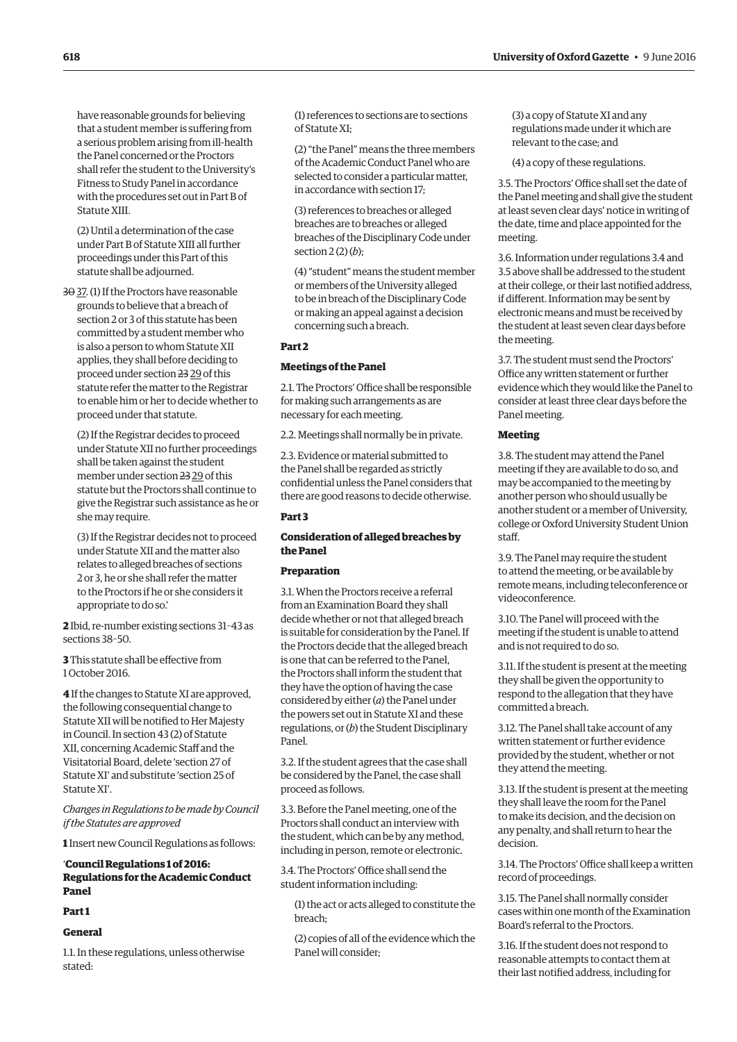have reasonable grounds for believing that a student member is suffering from a serious problem arising from ill-health the Panel concerned or the Proctors shall refer the student to the University's Fitness to Study Panel in accordance with the procedures set out in Part B of Statute XIII.

(2) Until a determination of the case under Part B of Statute XIII all further proceedings under this Part of this statute shall be adjourned.

~~30~~ 37. (1) If the Proctors have reasonable grounds to believe that a breach of section 2 or 3 of this statute has been committed by a student member who is also a person to whom Statute XII applies, they shall before deciding to proceed under section ~~23~~ 29 of this statute refer the matter to the Registrar to enable him or her to decide whether to proceed under that statute.

(2) If the Registrar decides to proceed under Statute XII no further proceedings shall be taken against the student member under section ~~23~~ 29 of this statute but the Proctors shall continue to give the Registrar such assistance as he or she may require.

(3) If the Registrar decides not to proceed under Statute XII and the matter also relates to alleged breaches of sections 2 or 3, he or she shall refer the matter to the Proctors if he or she considers it appropriate to do so.'

**2** Ibid, re-number existing sections 31–43 as sections 38–50.

**3** This statute shall be effective from 1 October 2016.

**4** If the changes to Statute XI are approved, the following consequential change to Statute XII will be notified to Her Majesty in Council. In section 43 (2) of Statute XII, concerning Academic Staff and the Visitatorial Board, delete 'section 27 of Statute XI' and substitute 'section 25 of Statute XI'.

*Changes in Regulations to be made by Council if the Statutes are approved*

**1** Insert new Council Regulations as follows:

'**Council Regulations 1 of 2016: Regulations for the Academic Conduct Panel**

**Part 1**

**General**

1.1. In these regulations, unless otherwise stated:

(1) references to sections are to sections of Statute XI;

(2) "the Panel" means the three members of the Academic Conduct Panel who are selected to consider a particular matter, in accordance with section 17;

(3) references to breaches or alleged breaches are to breaches or alleged breaches of the Disciplinary Code under section 2 (2) (*b*);

(4) "student" means the student member or members of the University alleged to be in breach of the Disciplinary Code or making an appeal against a decision concerning such a breach.

**Part 2**

**Meetings of the Panel**

2.1. The Proctors' Office shall be responsible for making such arrangements as are necessary for each meeting.

2.2. Meetings shall normally be in private.

2.3. Evidence or material submitted to the Panel shall be regarded as strictly confidential unless the Panel considers that there are good reasons to decide otherwise.

**Part 3**

**Consideration of alleged breaches by the Panel**

**Preparation**

3.1. When the Proctors receive a referral from an Examination Board they shall decide whether or not that alleged breach is suitable for consideration by the Panel. If the Proctors decide that the alleged breach is one that can be referred to the Panel, the Proctors shall inform the student that they have the option of having the case considered by either (*a*) the Panel under the powers set out in Statute XI and these regulations, or (*b*) the Student Disciplinary Panel.

3.2. If the student agrees that the case shall be considered by the Panel, the case shall proceed as follows.

3.3. Before the Panel meeting, one of the Proctors shall conduct an interview with the student, which can be by any method, including in person, remote or electronic.

3.4. The Proctors' Office shall send the student information including:

(1) the act or acts alleged to constitute the breach;

(2) copies of all of the evidence which the Panel will consider;

(3) a copy of Statute XI and any regulations made under it which are relevant to the case; and

(4) a copy of these regulations.

3.5. The Proctors' Office shall set the date of the Panel meeting and shall give the student at least seven clear days' notice in writing of the date, time and place appointed for the meeting.

3.6. Information under regulations 3.4 and 3.5 above shall be addressed to the student at their college, or their last notified address, if different. Information may be sent by electronic means and must be received by the student at least seven clear days before the meeting.

3.7. The student must send the Proctors' Office any written statement or further evidence which they would like the Panel to consider at least three clear days before the Panel meeting.

**Meeting**

3.8. The student may attend the Panel meeting if they are available to do so, and may be accompanied to the meeting by another person who should usually be another student or a member of University, college or Oxford University Student Union staff.

3.9. The Panel may require the student to attend the meeting, or be available by remote means, including teleconference or videoconference.

3.10. The Panel will proceed with the meeting if the student is unable to attend and is not required to do so.

3.11. If the student is present at the meeting they shall be given the opportunity to respond to the allegation that they have committed a breach.

3.12. The Panel shall take account of any written statement or further evidence provided by the student, whether or not they attend the meeting.

3.13. If the student is present at the meeting they shall leave the room for the Panel to make its decision, and the decision on any penalty, and shall return to hear the decision.

3.14. The Proctors' Office shall keep a written record of proceedings.

3.15. The Panel shall normally consider cases within one month of the Examination Board's referral to the Proctors.

3.16. If the student does not respond to reasonable attempts to contact them at their last notified address, including for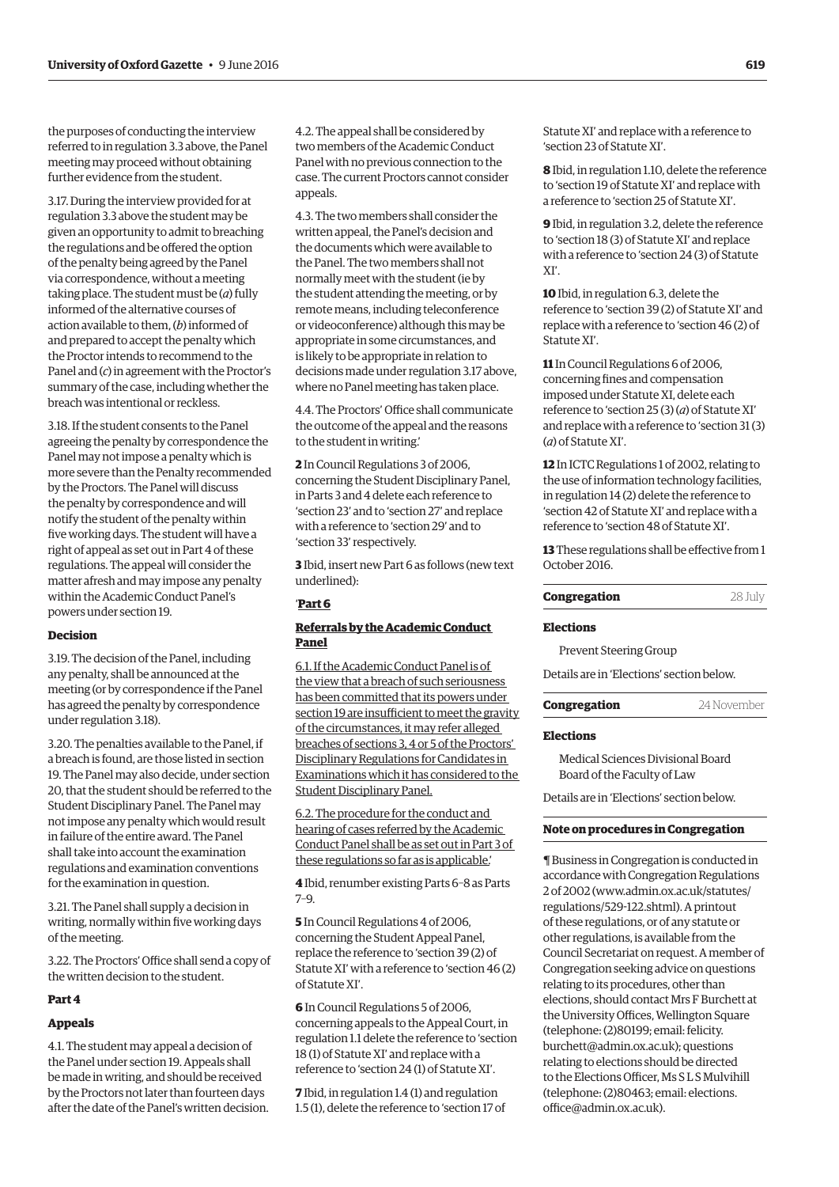the purposes of conducting the interview referred to in regulation 3.3 above, the Panel meeting may proceed without obtaining further evidence from the student.

3.17. During the interview provided for at regulation 3.3 above the student may be given an opportunity to admit to breaching the regulations and be offered the option of the penalty being agreed by the Panel via correspondence, without a meeting taking place. The student must be (*a*) fully informed of the alternative courses of action available to them, (*b*) informed of and prepared to accept the penalty which the Proctor intends to recommend to the Panel and (*c*) in agreement with the Proctor's summary of the case, including whether the breach was intentional or reckless.

3.18. If the student consents to the Panel agreeing the penalty by correspondence the Panel may not impose a penalty which is more severe than the Penalty recommended by the Proctors. The Panel will discuss the penalty by correspondence and will notify the student of the penalty within five working days. The student will have a right of appeal as set out in Part 4 of these regulations. The appeal will consider the matter afresh and may impose any penalty within the Academic Conduct Panel's powers under section 19.

**Decision**

3.19. The decision of the Panel, including any penalty, shall be announced at the meeting (or by correspondence if the Panel has agreed the penalty by correspondence under regulation 3.18).

3.20. The penalties available to the Panel, if a breach is found, are those listed in section 19. The Panel may also decide, under section 20, that the student should be referred to the Student Disciplinary Panel. The Panel may not impose any penalty which would result in failure of the entire award. The Panel shall take into account the examination regulations and examination conventions for the examination in question.

3.21. The Panel shall supply a decision in writing, normally within five working days of the meeting.

3.22. The Proctors' Office shall send a copy of the written decision to the student.

**Part 4**

**Appeals**

4.1. The student may appeal a decision of the Panel under section 19. Appeals shall be made in writing, and should be received by the Proctors not later than fourteen days after the date of the Panel's written decision.

4.2. The appeal shall be considered by two members of the Academic Conduct Panel with no previous connection to the case. The current Proctors cannot consider appeals.

4.3. The two members shall consider the written appeal, the Panel's decision and the documents which were available to the Panel. The two members shall not normally meet with the student (ie by the student attending the meeting, or by remote means, including teleconference or videoconference) although this may be appropriate in some circumstances, and is likely to be appropriate in relation to decisions made under regulation 3.17 above, where no Panel meeting has taken place.

4.4. The Proctors' Office shall communicate the outcome of the appeal and the reasons to the student in writing.'

**2** In Council Regulations 3 of 2006, concerning the Student Disciplinary Panel, in Parts 3 and 4 delete each reference to 'section 23' and to 'section 27' and replace with a reference to 'section 29' and to 'section 33' respectively.

**3** Ibid, insert new Part 6 as follows (new text underlined):

'**<u>Part 6</u>**

**<u>Referrals by the Academic Conduct Panel</u>**

<u>6.1. If the Academic Conduct Panel is of the view that a breach of such seriousness has been committed that its powers under section 19 are insufficient to meet the gravity of the circumstances, it may refer alleged breaches of sections 3, 4 or 5 of the Proctors' Disciplinary Regulations for Candidates in Examinations which it has considered to the Student Disciplinary Panel.</u>

<u>6.2. The procedure for the conduct and hearing of cases referred by the Academic Conduct Panel shall be as set out in Part 3 of these regulations so far as is applicable.</u>'

**4** Ibid, renumber existing Parts 6–8 as Parts 7–9.

**5** In Council Regulations 4 of 2006, concerning the Student Appeal Panel, replace the reference to 'section 39 (2) of Statute XI' with a reference to 'section 46 (2) of Statute XI'.

**6** In Council Regulations 5 of 2006, concerning appeals to the Appeal Court, in regulation 1.1 delete the reference to 'section 18 (1) of Statute XI' and replace with a reference to 'section 24 (1) of Statute XI'.

**7** Ibid, in regulation 1.4 (1) and regulation 1.5 (1), delete the reference to 'section 17 of Statute XI' and replace with a reference to 'section 23 of Statute XI'.

**8** Ibid, in regulation 1.10, delete the reference to 'section 19 of Statute XI' and replace with a reference to 'section 25 of Statute XI'.

**9** Ibid, in regulation 3.2, delete the reference to 'section 18 (3) of Statute XI' and replace with a reference to 'section 24 (3) of Statute XI'.

**10** Ibid, in regulation 6.3, delete the reference to 'section 39 (2) of Statute XI' and replace with a reference to 'section 46 (2) of Statute XI'.

**11** In Council Regulations 6 of 2006, concerning fines and compensation imposed under Statute XI, delete each reference to 'section 25 (3) (*a*) of Statute XI' and replace with a reference to 'section 31 (3) (*a*) of Statute XI'.

**12** In ICTC Regulations 1 of 2002, relating to the use of information technology facilities, in regulation 14 (2) delete the reference to 'section 42 of Statute XI' and replace with a reference to 'section 48 of Statute XI'.

**13** These regulations shall be effective from 1 October 2016.

## Congregation — 28 July

**Elections**

Prevent Steering Group

Details are in 'Elections' section below.

## Congregation — 24 November

**Elections**

Medical Sciences Divisional Board
Board of the Faculty of Law

Details are in 'Elections' section below.

## Note on procedures in Congregation

¶ Business in Congregation is conducted in accordance with Congregation Regulations 2 of 2002 (www.admin.ox.ac.uk/statutes/regulations/529-122.shtml). A printout of these regulations, or of any statute or other regulations, is available from the Council Secretariat on request. A member of Congregation seeking advice on questions relating to its procedures, other than elections, should contact Mrs F Burchett at the University Offices, Wellington Square (telephone: (2)80199; email: felicity.burchett@admin.ox.ac.uk); questions relating to elections should be directed to the Elections Officer, Ms S L S Mulvihill (telephone: (2)80463; email: elections.office@admin.ox.ac.uk).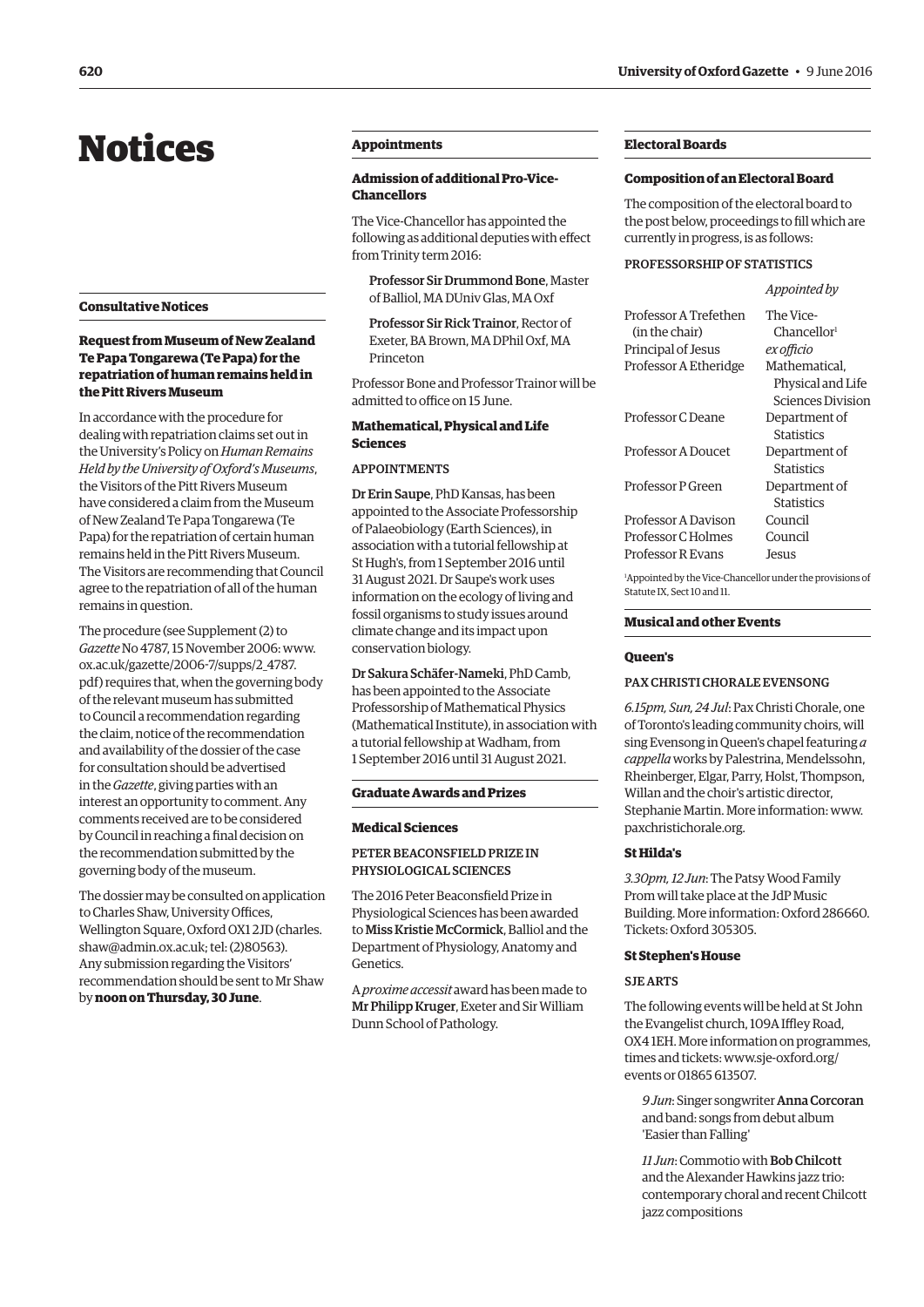# Notices

## Consultative Notices

### Request from Museum of New Zealand Te Papa Tongarewa (Te Papa) for the repatriation of human remains held in the Pitt Rivers Museum

In accordance with the procedure for dealing with repatriation claims set out in the University's Policy on *Human Remains Held by the University of Oxford's Museums*, the Visitors of the Pitt Rivers Museum have considered a claim from the Museum of New Zealand Te Papa Tongarewa (Te Papa) for the repatriation of certain human remains held in the Pitt Rivers Museum. The Visitors are recommending that Council agree to the repatriation of all of the human remains in question.

The procedure (see Supplement (2) to *Gazette* No 4787, 15 November 2006: www.ox.ac.uk/gazette/2006-7/supps/2_4787.pdf) requires that, when the governing body of the relevant museum has submitted to Council a recommendation regarding the claim, notice of the recommendation and availability of the dossier of the case for consultation should be advertised in the *Gazette*, giving parties with an interest an opportunity to comment. Any comments received are to be considered by Council in reaching a final decision on the recommendation submitted by the governing body of the museum.

The dossier may be consulted on application to Charles Shaw, University Offices, Wellington Square, Oxford OX1 2JD (charles.shaw@admin.ox.ac.uk; tel: (2)80563). Any submission regarding the Visitors' recommendation should be sent to Mr Shaw by **noon on Thursday, 30 June**.

## Appointments

### Admission of additional Pro-Vice-Chancellors

The Vice-Chancellor has appointed the following as additional deputies with effect from Trinity term 2016:

**Professor Sir Drummond Bone**, Master of Balliol, MA DUniv Glas, MA Oxf

**Professor Sir Rick Trainor**, Rector of Exeter, BA Brown, MA DPhil Oxf, MA Princeton

Professor Bone and Professor Trainor will be admitted to office on 15 June.

### Mathematical, Physical and Life Sciences

APPOINTMENTS

**Dr Erin Saupe**, PhD Kansas, has been appointed to the Associate Professorship of Palaeobiology (Earth Sciences), in association with a tutorial fellowship at St Hugh's, from 1 September 2016 until 31 August 2021. Dr Saupe's work uses information on the ecology of living and fossil organisms to study issues around climate change and its impact upon conservation biology.

**Dr Sakura Schäfer-Nameki**, PhD Camb, has been appointed to the Associate Professorship of Mathematical Physics (Mathematical Institute), in association with a tutorial fellowship at Wadham, from 1 September 2016 until 31 August 2021.

## Graduate Awards and Prizes

### Medical Sciences

PETER BEACONSFIELD PRIZE IN PHYSIOLOGICAL SCIENCES

The 2016 Peter Beaconsfield Prize in Physiological Sciences has been awarded to **Miss Kristie McCormick**, Balliol and the Department of Physiology, Anatomy and Genetics.

A *proxime accessit* award has been made to **Mr Philipp Kruger**, Exeter and Sir William Dunn School of Pathology.

## Electoral Boards

### Composition of an Electoral Board

The composition of the electoral board to the post below, proceedings to fill which are currently in progress, is as follows:

PROFESSORSHIP OF STATISTICS

| | *Appointed by* |
|---|---|
| Professor A Trefethen (in the chair) | The Vice-Chancellor[1] |
| Principal of Jesus | *ex officio* |
| Professor A Etheridge | Mathematical, Physical and Life Sciences Division |
| Professor C Deane | Department of Statistics |
| Professor A Doucet | Department of Statistics |
| Professor P Green | Department of Statistics |
| Professor A Davison | Council |
| Professor C Holmes | Council |
| Professor R Evans | Jesus |

[1]Appointed by the Vice-Chancellor under the provisions of Statute IX, Sect 10 and 11.

## Musical and other Events

### Queen's

PAX CHRISTI CHORALE EVENSONG

*6.15pm, Sun, 24 Jul*: Pax Christi Chorale, one of Toronto's leading community choirs, will sing Evensong in Queen's chapel featuring *a cappella* works by Palestrina, Mendelssohn, Rheinberger, Elgar, Parry, Holst, Thompson, Willan and the choir's artistic director, Stephanie Martin. More information: www.paxchristichorale.org.

### St Hilda's

*3.30pm, 12 Jun*: The Patsy Wood Family Prom will take place at the JdP Music Building. More information: Oxford 286660. Tickets: Oxford 305305.

### St Stephen's House

SJE ARTS

The following events will be held at St John the Evangelist church, 109A Iffley Road, OX4 1EH. More information on programmes, times and tickets: www.sje-oxford.org/events or 01865 613507.

*9 Jun*: Singer songwriter **Anna Corcoran** and band: songs from debut album 'Easier than Falling'

*11 Jun*: Commotio with **Bob Chilcott** and the Alexander Hawkins jazz trio: contemporary choral and recent Chilcott jazz compositions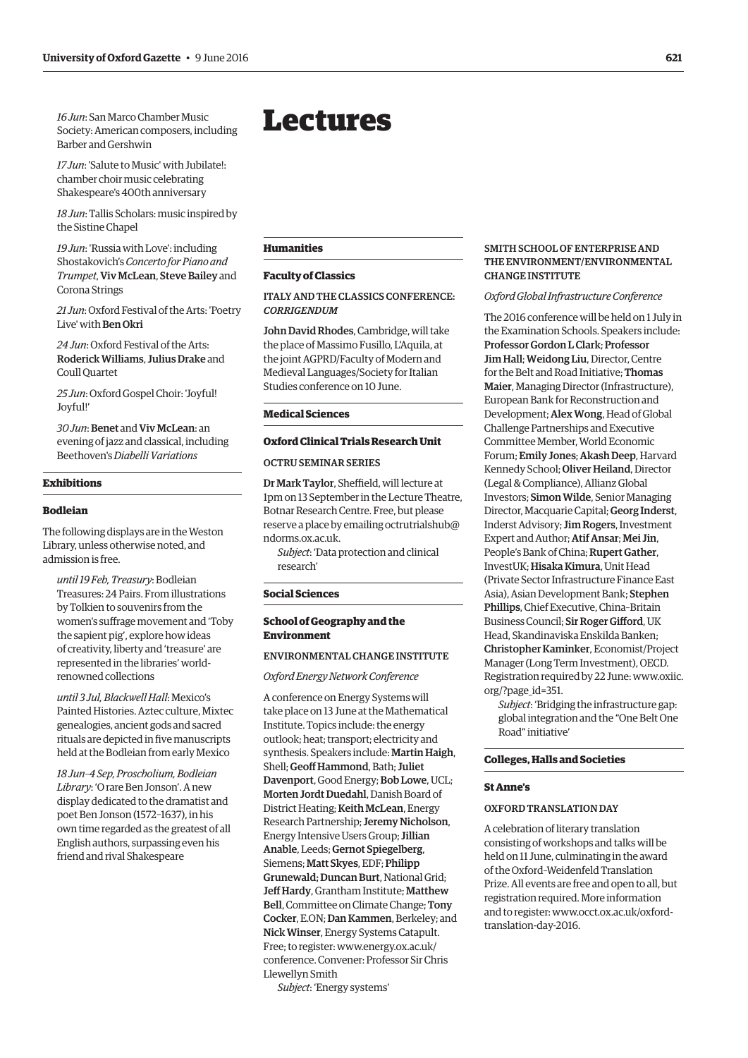*16 Jun*: San Marco Chamber Music Society: American composers, including Barber and Gershwin

*17 Jun*: 'Salute to Music' with Jubilate!: chamber choir music celebrating Shakespeare's 400th anniversary

*18 Jun*: Tallis Scholars: music inspired by the Sistine Chapel

*19 Jun*: 'Russia with Love': including Shostakovich's *Concerto for Piano and Trumpet*, **Viv McLean**, **Steve Bailey** and Corona Strings

*21 Jun*: Oxford Festival of the Arts: 'Poetry Live' with **Ben Okri**

*24 Jun*: Oxford Festival of the Arts: **Roderick Williams**, **Julius Drake** and Coull Quartet

*25 Jun*: Oxford Gospel Choir: 'Joyful! Joyful!'

*30 Jun*: **Benet** and **Viv McLean**: an evening of jazz and classical, including Beethoven's *Diabelli Variations*

## Exhibitions

### Bodleian

The following displays are in the Weston Library, unless otherwise noted, and admission is free.

*until 19 Feb, Treasury*: Bodleian Treasures: 24 Pairs. From illustrations by Tolkien to souvenirs from the women's suffrage movement and 'Toby the sapient pig', explore how ideas of creativity, liberty and 'treasure' are represented in the libraries' world-renowned collections

*until 3 Jul, Blackwell Hall*: Mexico's Painted Histories. Aztec culture, Mixtec genealogies, ancient gods and sacred rituals are depicted in five manuscripts held at the Bodleian from early Mexico

*18 Jun–4 Sep, Proscholium, Bodleian Library*: 'O rare Ben Jonson'. A new display dedicated to the dramatist and poet Ben Jonson (1572–1637), in his own time regarded as the greatest of all English authors, surpassing even his friend and rival Shakespeare

# Lectures

## Humanities

### Faculty of Classics

ITALY AND THE CLASSICS CONFERENCE: *CORRIGENDUM*

**John David Rhodes**, Cambridge, will take the place of Massimo Fusillo, L'Aquila, at the joint AGPRD/Faculty of Modern and Medieval Languages/Society for Italian Studies conference on 10 June.

## Medical Sciences

### Oxford Clinical Trials Research Unit

OCTRU SEMINAR SERIES

**Dr Mark Taylor**, Sheffield, will lecture at 1pm on 13 September in the Lecture Theatre, Botnar Research Centre. Free, but please reserve a place by emailing octrutrialshub@ndorms.ox.ac.uk.

*Subject*: 'Data protection and clinical research'

## Social Sciences

### School of Geography and the Environment

ENVIRONMENTAL CHANGE INSTITUTE

*Oxford Energy Network Conference*

A conference on Energy Systems will take place on 13 June at the Mathematical Institute. Topics include: the energy outlook; heat; transport; electricity and synthesis. Speakers include: **Martin Haigh**, Shell; **Geoff Hammond**, Bath; **Juliet Davenport**, Good Energy; **Bob Lowe**, UCL; **Morten Jordt Duedahl**, Danish Board of District Heating; **Keith McLean**, Energy Research Partnership; **Jeremy Nicholson**, Energy Intensive Users Group; **Jillian Anable**, Leeds; **Gernot Spiegelberg**, Siemens; **Matt Skyes**, EDF; **Philipp Grunewald; Duncan Burt**, National Grid; **Jeff Hardy**, Grantham Institute; **Matthew Bell**, Committee on Climate Change; **Tony Cocker**, E.ON; **Dan Kammen**, Berkeley; and **Nick Winser**, Energy Systems Catapult. Free; to register: www.energy.ox.ac.uk/conference. Convener: Professor Sir Chris Llewellyn Smith

*Subject*: 'Energy systems'

SMITH SCHOOL OF ENTERPRISE AND THE ENVIRONMENT/ENVIRONMENTAL CHANGE INSTITUTE

*Oxford Global Infrastructure Conference*

The 2016 conference will be held on 1 July in the Examination Schools. Speakers include: **Professor Gordon L Clark**; **Professor Jim Hall**; **Weidong Liu**, Director, Centre for the Belt and Road Initiative; **Thomas Maier**, Managing Director (Infrastructure), European Bank for Reconstruction and Development; **Alex Wong**, Head of Global Challenge Partnerships and Executive Committee Member, World Economic Forum; **Emily Jones**; **Akash Deep**, Harvard Kennedy School; **Oliver Heiland**, Director (Legal & Compliance), Allianz Global Investors; **Simon Wilde**, Senior Managing Director, Macquarie Capital; **Georg Inderst**, Inderst Advisory; **Jim Rogers**, Investment Expert and Author; **Atif Ansar**; **Mei Jin**, People's Bank of China; **Rupert Gather**, InvestUK; **Hisaka Kimura**, Unit Head (Private Sector Infrastructure Finance East Asia), Asian Development Bank; **Stephen Phillips**, Chief Executive, China–Britain Business Council; **Sir Roger Gifford**, UK Head, Skandinaviska Enskilda Banken; **Christopher Kaminker**, Economist/Project Manager (Long Term Investment), OECD. Registration required by 22 June: www.oxiic.org/?page_id=351.

*Subject*: 'Bridging the infrastructure gap: global integration and the "One Belt One Road" initiative'

## Colleges, Halls and Societies

### St Anne's

OXFORD TRANSLATION DAY

A celebration of literary translation consisting of workshops and talks will be held on 11 June, culminating in the award of the Oxford–Weidenfeld Translation Prize. All events are free and open to all, but registration required. More information and to register: www.occt.ox.ac.uk/oxford-translation-day-2016.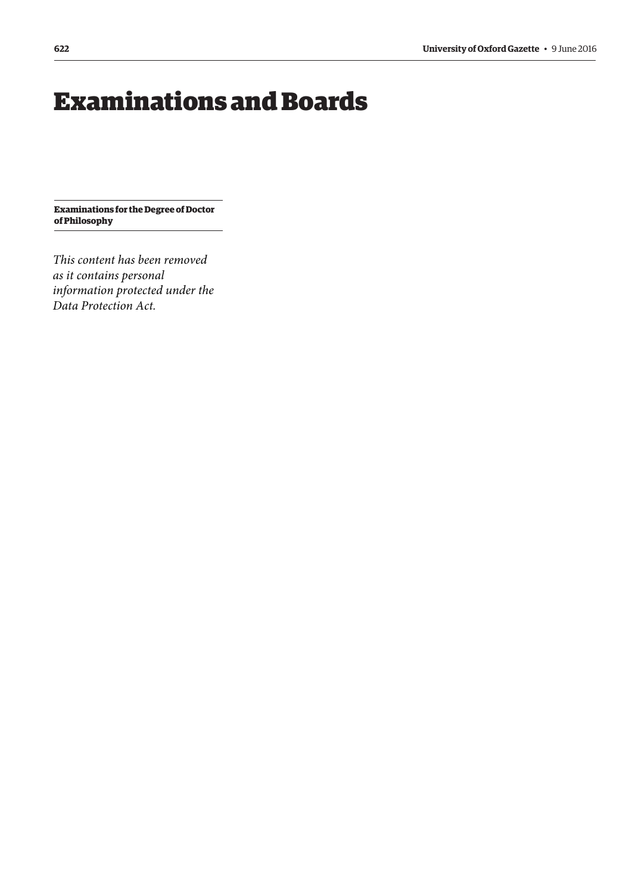# Examinations and Boards

**Examinations for the Degree of Doctor of Philosophy**

*This content has been removed as it contains personal information protected under the Data Protection Act.*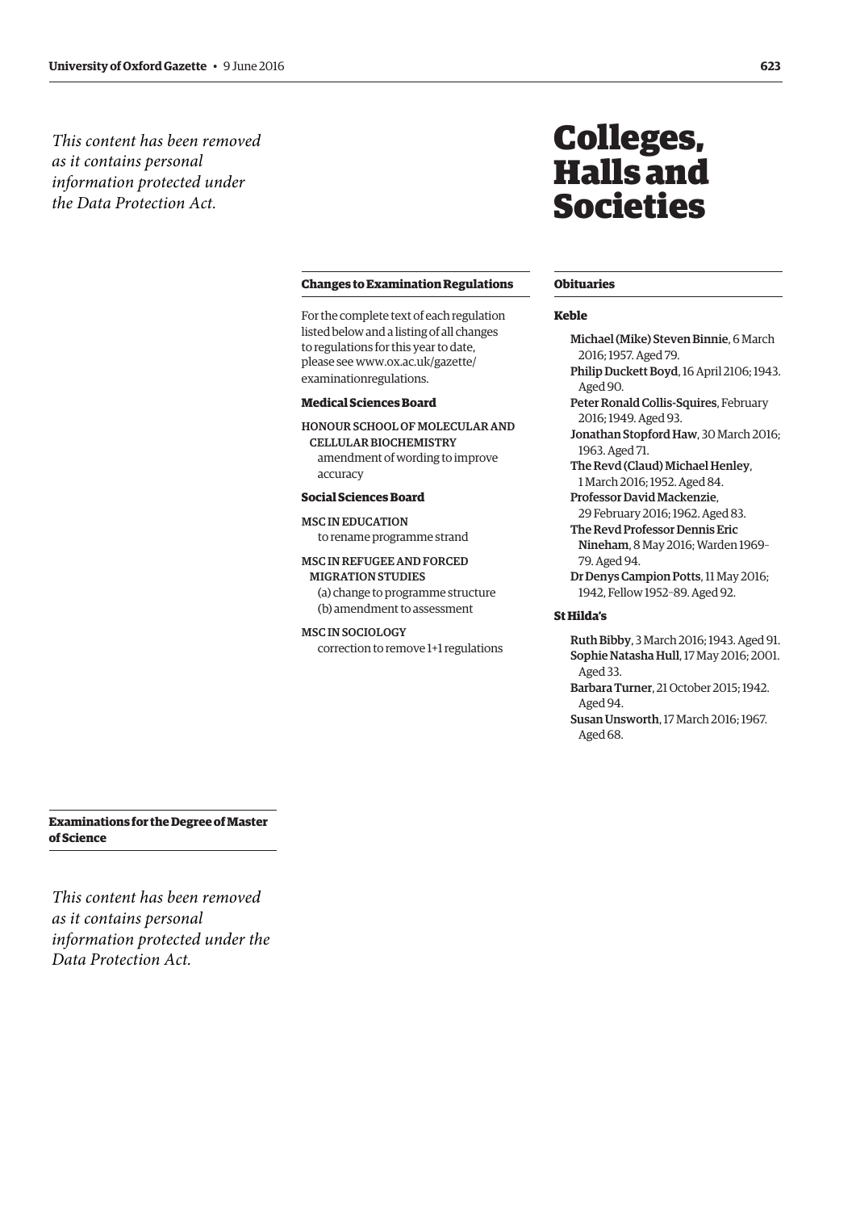*This content has been removed as it contains personal information protected under the Data Protection Act.*

### Examinations for the Degree of Master of Science

*This content has been removed as it contains personal information protected under the Data Protection Act.*

# Colleges, Halls and Societies

### Changes to Examination Regulations

For the complete text of each regulation listed below and a listing of all changes to regulations for this year to date, please see www.ox.ac.uk/gazette/examinationregulations.

#### Medical Sciences Board

HONOUR SCHOOL OF MOLECULAR AND CELLULAR BIOCHEMISTRY
amendment of wording to improve accuracy

#### Social Sciences Board

MSC IN EDUCATION
to rename programme strand

MSC IN REFUGEE AND FORCED MIGRATION STUDIES
(a) change to programme structure
(b) amendment to assessment

MSC IN SOCIOLOGY
correction to remove 1+1 regulations

### Obituaries

#### Keble

**Michael (Mike) Steven Binnie**, 6 March 2016; 1957. Aged 79.
**Philip Duckett Boyd**, 16 April 2106; 1943. Aged 90.
**Peter Ronald Collis-Squires**, February 2016; 1949. Aged 93.
**Jonathan Stopford Haw**, 30 March 2016; 1963. Aged 71.
**The Revd (Claud) Michael Henley**, 1 March 2016; 1952. Aged 84.
**Professor David Mackenzie**, 29 February 2016; 1962. Aged 83.
**The Revd Professor Dennis Eric Nineham**, 8 May 2016; Warden 1969–79. Aged 94.
**Dr Denys Campion Potts**, 11 May 2016; 1942, Fellow 1952–89. Aged 92.

#### St Hilda's

**Ruth Bibby**, 3 March 2016; 1943. Aged 91.
**Sophie Natasha Hull**, 17 May 2016; 2001. Aged 33.
**Barbara Turner**, 21 October 2015; 1942. Aged 94.
**Susan Unsworth**, 17 March 2016; 1967. Aged 68.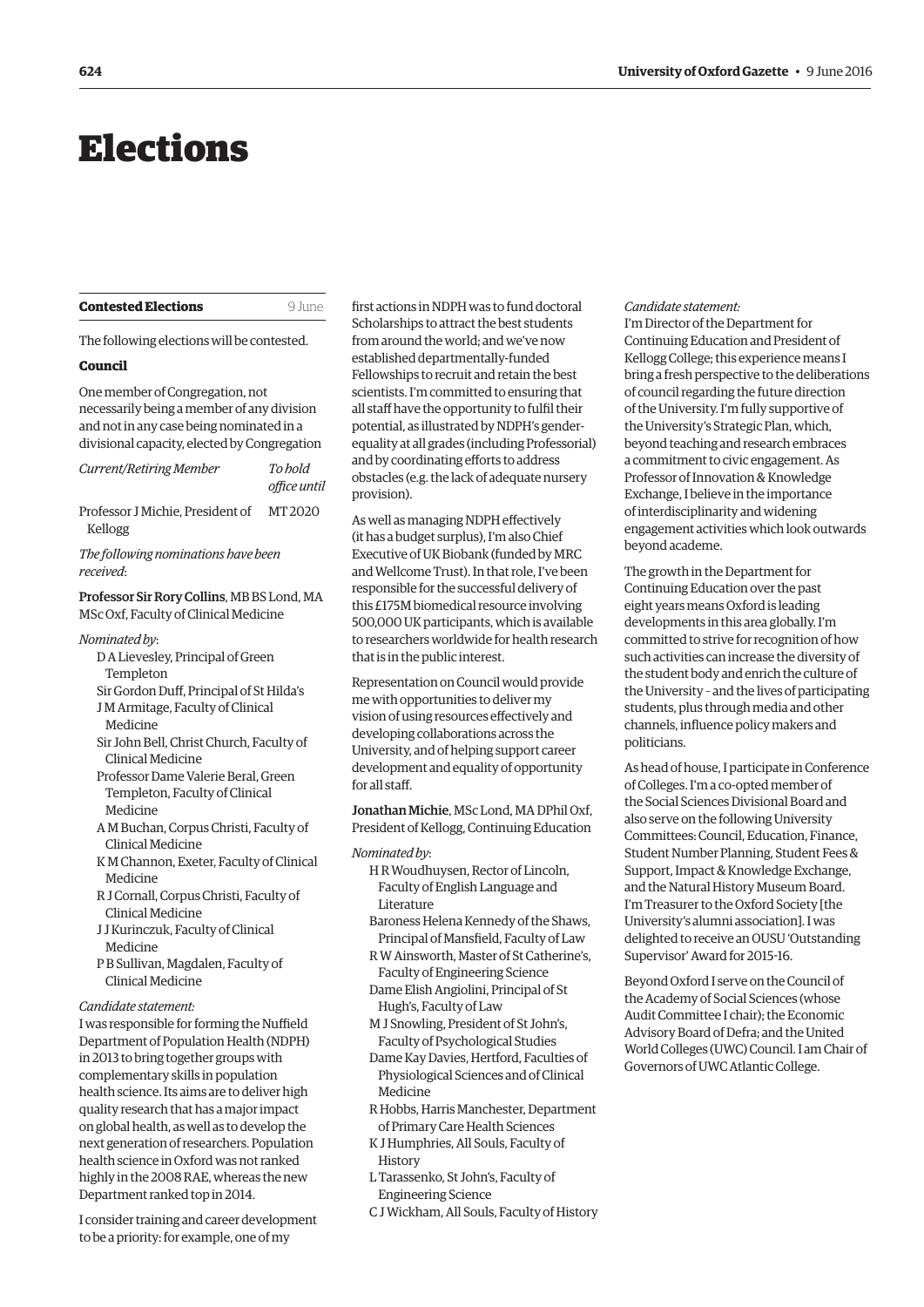# Elections

## Contested Elections

9 June

The following elections will be contested.

### Council

One member of Congregation, not necessarily being a member of any division and not in any case being nominated in a divisional capacity, elected by Congregation

| *Current/Retiring Member* | *To hold office until* |
|---|---|
| Professor J Michie, President of Kellogg | MT 2020 |

*The following nominations have been received*:

**Professor Sir Rory Collins**, MB BS Lond, MA MSc Oxf, Faculty of Clinical Medicine

*Nominated by*:

- D A Lievesley, Principal of Green Templeton
- Sir Gordon Duff, Principal of St Hilda's
- J M Armitage, Faculty of Clinical Medicine
- Sir John Bell, Christ Church, Faculty of Clinical Medicine
- Professor Dame Valerie Beral, Green Templeton, Faculty of Clinical Medicine
- A M Buchan, Corpus Christi, Faculty of Clinical Medicine
- K M Channon, Exeter, Faculty of Clinical Medicine
- R J Cornall, Corpus Christi, Faculty of Clinical Medicine
- J J Kurinczuk, Faculty of Clinical Medicine
- P B Sullivan, Magdalen, Faculty of Clinical Medicine

*Candidate statement:*

I was responsible for forming the Nuffield Department of Population Health (NDPH) in 2013 to bring together groups with complementary skills in population health science. Its aims are to deliver high quality research that has a major impact on global health, as well as to develop the next generation of researchers. Population health science in Oxford was not ranked highly in the 2008 RAE, whereas the new Department ranked top in 2014.

I consider training and career development to be a priority: for example, one of my first actions in NDPH was to fund doctoral Scholarships to attract the best students from around the world; and we've now established departmentally-funded Fellowships to recruit and retain the best scientists. I'm committed to ensuring that all staff have the opportunity to fulfil their potential, as illustrated by NDPH's gender-equality at all grades (including Professorial) and by coordinating efforts to address obstacles (e.g. the lack of adequate nursery provision).

As well as managing NDPH effectively (it has a budget surplus), I'm also Chief Executive of UK Biobank (funded by MRC and Wellcome Trust). In that role, I've been responsible for the successful delivery of this £175M biomedical resource involving 500,000 UK participants, which is available to researchers worldwide for health research that is in the public interest.

Representation on Council would provide me with opportunities to deliver my vision of using resources effectively and developing collaborations across the University, and of helping support career development and equality of opportunity for all staff.

**Jonathan Michie**, MSc Lond, MA DPhil Oxf, President of Kellogg, Continuing Education

*Nominated by*:

- H R Woudhuysen, Rector of Lincoln, Faculty of English Language and Literature
- Baroness Helena Kennedy of the Shaws, Principal of Mansfield, Faculty of Law
- R W Ainsworth, Master of St Catherine's, Faculty of Engineering Science
- Dame Elish Angiolini, Principal of St Hugh's, Faculty of Law
- M J Snowling, President of St John's, Faculty of Psychological Studies
- Dame Kay Davies, Hertford, Faculties of Physiological Sciences and of Clinical Medicine
- R Hobbs, Harris Manchester, Department of Primary Care Health Sciences
- K J Humphries, All Souls, Faculty of History
- L Tarassenko, St John's, Faculty of Engineering Science
- C J Wickham, All Souls, Faculty of History

*Candidate statement:*

I'm Director of the Department for Continuing Education and President of Kellogg College; this experience means I bring a fresh perspective to the deliberations of council regarding the future direction of the University. I'm fully supportive of the University's Strategic Plan, which, beyond teaching and research embraces a commitment to civic engagement. As Professor of Innovation & Knowledge Exchange, I believe in the importance of interdisciplinarity and widening engagement activities which look outwards beyond academe.

The growth in the Department for Continuing Education over the past eight years means Oxford is leading developments in this area globally. I'm committed to strive for recognition of how such activities can increase the diversity of the student body and enrich the culture of the University – and the lives of participating students, plus through media and other channels, influence policy makers and politicians.

As head of house, I participate in Conference of Colleges. I'm a co-opted member of the Social Sciences Divisional Board and also serve on the following University Committees: Council, Education, Finance, Student Number Planning, Student Fees & Support, Impact & Knowledge Exchange, and the Natural History Museum Board. I'm Treasurer to the Oxford Society [the University's alumni association]. I was delighted to receive an OUSU 'Outstanding Supervisor' Award for 2015-16.

Beyond Oxford I serve on the Council of the Academy of Social Sciences (whose Audit Committee I chair); the Economic Advisory Board of Defra; and the United World Colleges (UWC) Council. I am Chair of Governors of UWC Atlantic College.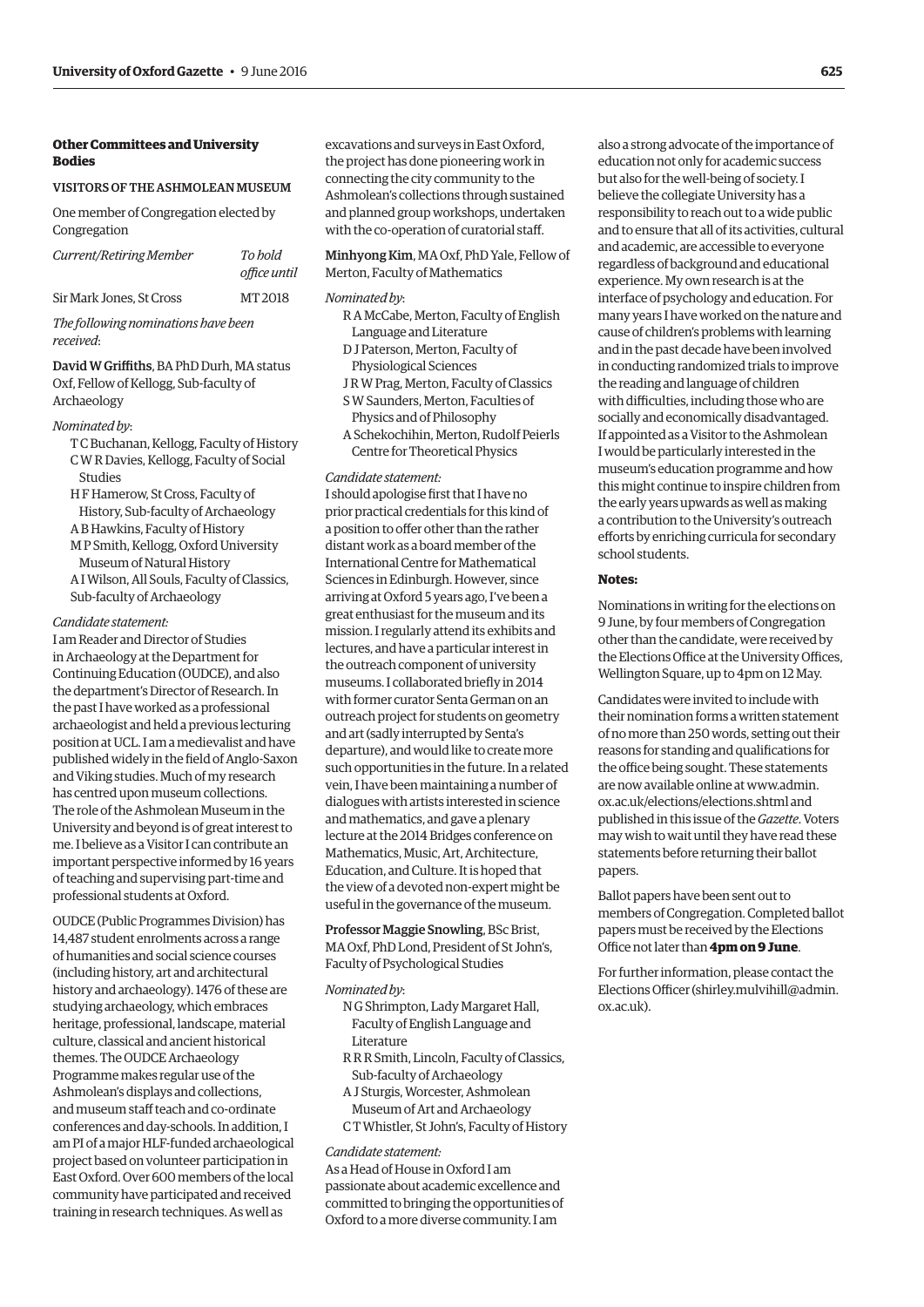### Other Committees and University Bodies

#### VISITORS OF THE ASHMOLEAN MUSEUM

One member of Congregation elected by Congregation

| *Current/Retiring Member* | *To hold office until* |
| --- | --- |
| Sir Mark Jones, St Cross | MT 2018 |

*The following nominations have been received*:

**David W Griffiths**, BA PhD Durh, MA status Oxf, Fellow of Kellogg, Sub-faculty of Archaeology

*Nominated by*:

T C Buchanan, Kellogg, Faculty of History
C W R Davies, Kellogg, Faculty of Social Studies
H F Hamerow, St Cross, Faculty of History, Sub-faculty of Archaeology
A B Hawkins, Faculty of History
M P Smith, Kellogg, Oxford University Museum of Natural History
A I Wilson, All Souls, Faculty of Classics, Sub-faculty of Archaeology

*Candidate statement:*

I am Reader and Director of Studies in Archaeology at the Department for Continuing Education (OUDCE), and also the department's Director of Research. In the past I have worked as a professional archaeologist and held a previous lecturing position at UCL. I am a medievalist and have published widely in the field of Anglo-Saxon and Viking studies. Much of my research has centred upon museum collections. The role of the Ashmolean Museum in the University and beyond is of great interest to me. I believe as a Visitor I can contribute an important perspective informed by 16 years of teaching and supervising part-time and professional students at Oxford.

OUDCE (Public Programmes Division) has 14,487 student enrolments across a range of humanities and social science courses (including history, art and architectural history and archaeology). 1476 of these are studying archaeology, which embraces heritage, professional, landscape, material culture, classical and ancient historical themes. The OUDCE Archaeology Programme makes regular use of the Ashmolean's displays and collections, and museum staff teach and co-ordinate conferences and day-schools. In addition, I am PI of a major HLF-funded archaeological project based on volunteer participation in East Oxford. Over 600 members of the local community have participated and received training in research techniques. As well as excavations and surveys in East Oxford, the project has done pioneering work in connecting the city community to the Ashmolean's collections through sustained and planned group workshops, undertaken with the co-operation of curatorial staff.

**Minhyong Kim**, MA Oxf, PhD Yale, Fellow of Merton, Faculty of Mathematics

*Nominated by*:

R A McCabe, Merton, Faculty of English Language and Literature
D J Paterson, Merton, Faculty of Physiological Sciences
J R W Prag, Merton, Faculty of Classics
S W Saunders, Merton, Faculties of Physics and of Philosophy
A Schekochihin, Merton, Rudolf Peierls Centre for Theoretical Physics

*Candidate statement:*

I should apologise first that I have no prior practical credentials for this kind of a position to offer other than the rather distant work as a board member of the International Centre for Mathematical Sciences in Edinburgh. However, since arriving at Oxford 5 years ago, I've been a great enthusiast for the museum and its mission. I regularly attend its exhibits and lectures, and have a particular interest in the outreach component of university museums. I collaborated briefly in 2014 with former curator Senta German on an outreach project for students on geometry and art (sadly interrupted by Senta's departure), and would like to create more such opportunities in the future. In a related vein, I have been maintaining a number of dialogues with artists interested in science and mathematics, and gave a plenary lecture at the 2014 Bridges conference on Mathematics, Music, Art, Architecture, Education, and Culture. It is hoped that the view of a devoted non-expert might be useful in the governance of the museum.

**Professor Maggie Snowling**, BSc Brist, MA Oxf, PhD Lond, President of St John's, Faculty of Psychological Studies

*Nominated by*:

N G Shrimpton, Lady Margaret Hall, Faculty of English Language and Literature
R R R Smith, Lincoln, Faculty of Classics, Sub-faculty of Archaeology
A J Sturgis, Worcester, Ashmolean Museum of Art and Archaeology
C T Whistler, St John's, Faculty of History

*Candidate statement:*

As a Head of House in Oxford I am passionate about academic excellence and committed to bringing the opportunities of Oxford to a more diverse community. I am also a strong advocate of the importance of education not only for academic success but also for the well-being of society. I believe the collegiate University has a responsibility to reach out to a wide public and to ensure that all of its activities, cultural and academic, are accessible to everyone regardless of background and educational experience. My own research is at the interface of psychology and education. For many years I have worked on the nature and cause of children's problems with learning and in the past decade have been involved in conducting randomized trials to improve the reading and language of children with difficulties, including those who are socially and economically disadvantaged. If appointed as a Visitor to the Ashmolean I would be particularly interested in the museum's education programme and how this might continue to inspire children from the early years upwards as well as making a contribution to the University's outreach efforts by enriching curricula for secondary school students.

**Notes:**

Nominations in writing for the elections on 9 June, by four members of Congregation other than the candidate, were received by the Elections Office at the University Offices, Wellington Square, up to 4pm on 12 May.

Candidates were invited to include with their nomination forms a written statement of no more than 250 words, setting out their reasons for standing and qualifications for the office being sought. These statements are now available online at www.admin.ox.ac.uk/elections/elections.shtml and published in this issue of the *Gazette*. Voters may wish to wait until they have read these statements before returning their ballot papers.

Ballot papers have been sent out to members of Congregation. Completed ballot papers must be received by the Elections Office not later than **4pm on 9 June**.

For further information, please contact the Elections Officer (shirley.mulvihill@admin.ox.ac.uk).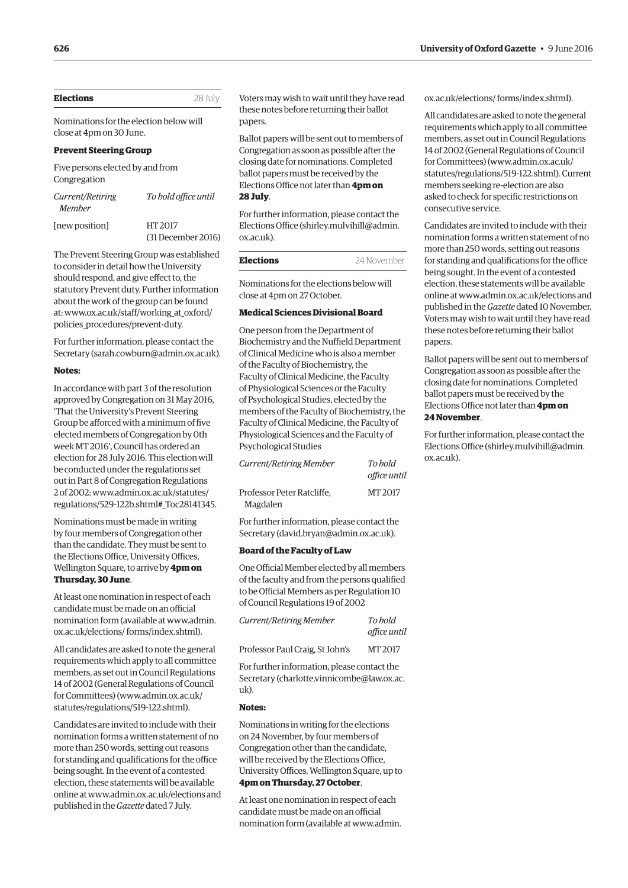## Elections — 28 July

Nominations for the election below will close at 4pm on 30 June.

### Prevent Steering Group

Five persons elected by and from Congregation

| *Current/Retiring Member* | *To hold office until* |
|---|---|
| [new position] | HT 2017 (31 December 2016) |

The Prevent Steering Group was established to consider in detail how the University should respond, and give effect to, the statutory Prevent duty. Further information about the work of the group can be found at: www.ox.ac.uk/staff/working_at_oxford/policies_procedures/prevent-duty.

For further information, please contact the Secretary (sarah.cowburn@admin.ox.ac.uk).

**Notes:**

In accordance with part 3 of the resolution approved by Congregation on 31 May 2016, 'That the University's Prevent Steering Group be afforced with a minimum of five elected members of Congregation by 0th week MT 2016', Council has ordered an election for 28 July 2016. This election will be conducted under the regulations set out in Part 8 of Congregation Regulations 2 of 2002: www.admin.ox.ac.uk/statutes/regulations/529-122b.shtml#_Toc28141345.

Nominations must be made in writing by four members of Congregation other than the candidate. They must be sent to the Elections Office, University Offices, Wellington Square, to arrive by **4pm on Thursday, 30 June**.

At least one nomination in respect of each candidate must be made on an official nomination form (available at www.admin.ox.ac.uk/elections/forms/index.shtml).

All candidates are asked to note the general requirements which apply to all committee members, as set out in Council Regulations 14 of 2002 (General Regulations of Council for Committees) (www.admin.ox.ac.uk/statutes/regulations/519-122.shtml).

Candidates are invited to include with their nomination forms a written statement of no more than 250 words, setting out reasons for standing and qualifications for the office being sought. In the event of a contested election, these statements will be available online at www.admin.ox.ac.uk/elections and published in the *Gazette* dated 7 July. Voters may wish to wait until they have read these notes before returning their ballot papers.

Ballot papers will be sent out to members of Congregation as soon as possible after the closing date for nominations. Completed ballot papers must be received by the Elections Office not later than **4pm on 28 July**.

For further information, please contact the Elections Office (shirley.mulvihill@admin.ox.ac.uk).

## Elections — 24 November

Nominations for the elections below will close at 4pm on 27 October.

### Medical Sciences Divisional Board

One person from the Department of Biochemistry and the Nuffield Department of Clinical Medicine who is also a member of the Faculty of Biochemistry, the Faculty of Clinical Medicine, the Faculty of Physiological Sciences or the Faculty of Psychological Studies, elected by the members of the Faculty of Biochemistry, the Faculty of Clinical Medicine, the Faculty of Physiological Sciences and the Faculty of Psychological Studies

| *Current/Retiring Member* | *To hold office until* |
|---|---|
| Professor Peter Ratcliffe, Magdalen | MT 2017 |

For further information, please contact the Secretary (david.bryan@admin.ox.ac.uk).

### Board of the Faculty of Law

One Official Member elected by all members of the faculty and from the persons qualified to be Official Members as per Regulation 10 of Council Regulations 19 of 2002

| *Current/Retiring Member* | *To hold office until* |
|---|---|
| Professor Paul Craig, St John's | MT 2017 |

For further information, please contact the Secretary (charlotte.vinnicombe@law.ox.ac.uk).

**Notes:**

Nominations in writing for the elections on 24 November, by four members of Congregation other than the candidate, will be received by the Elections Office, University Offices, Wellington Square, up to **4pm on Thursday, 27 October**.

At least one nomination in respect of each candidate must be made on an official nomination form (available at www.admin.ox.ac.uk/elections/forms/index.shtml).

All candidates are asked to note the general requirements which apply to all committee members, as set out in Council Regulations 14 of 2002 (General Regulations of Council for Committees) (www.admin.ox.ac.uk/statutes/regulations/519-122.shtml). Current members seeking re-election are also asked to check for specific restrictions on consecutive service.

Candidates are invited to include with their nomination forms a written statement of no more than 250 words, setting out reasons for standing and qualifications for the office being sought. In the event of a contested election, these statements will be available online at www.admin.ox.ac.uk/elections and published in the *Gazette* dated 10 November. Voters may wish to wait until they have read these notes before returning their ballot papers.

Ballot papers will be sent out to members of Congregation as soon as possible after the closing date for nominations. Completed ballot papers must be received by the Elections Office not later than **4pm on 24 November**.

For further information, please contact the Elections Office (shirley.mulvihill@admin.ox.ac.uk).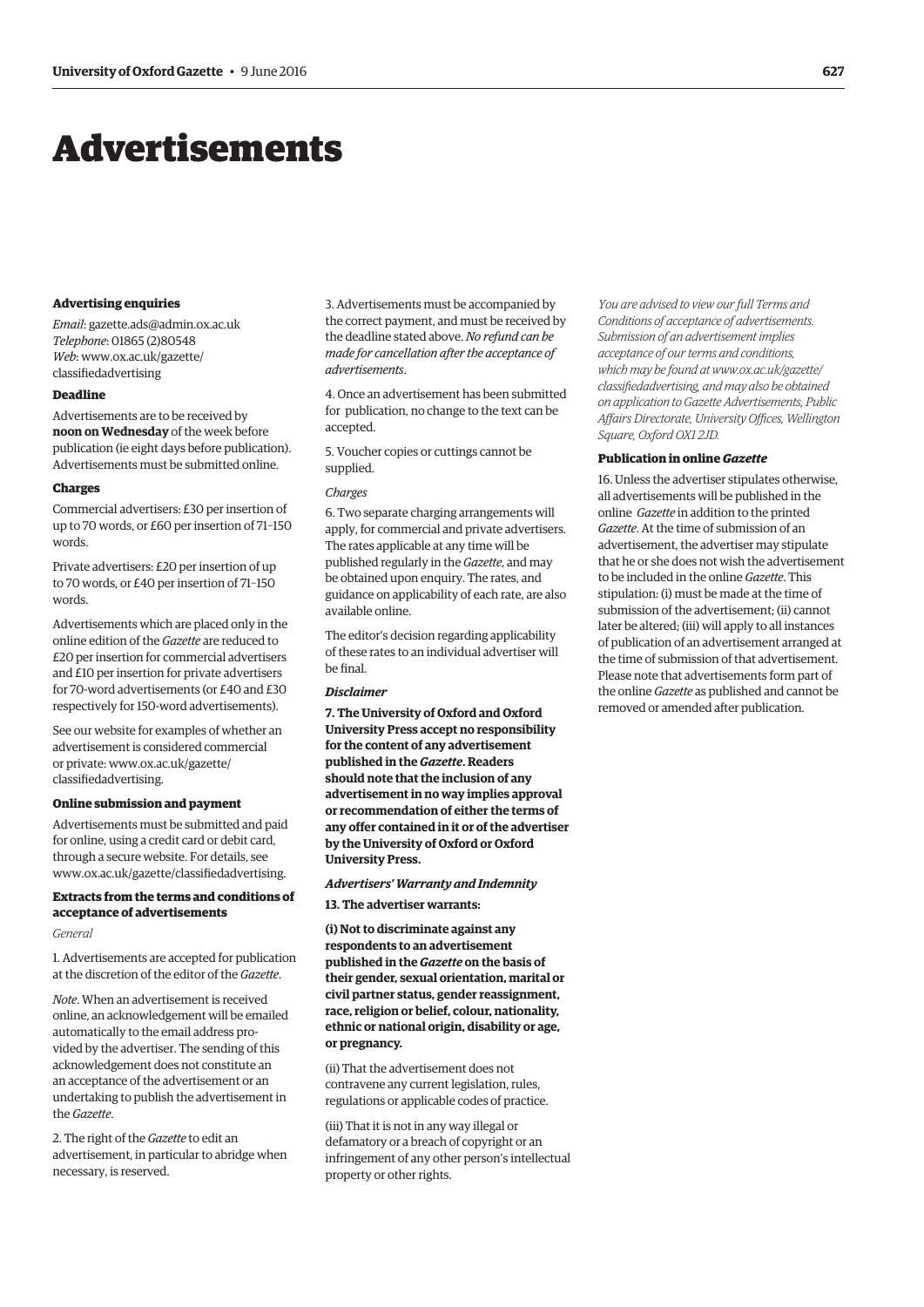# Advertisements

### Advertising enquiries

*Email*: gazette.ads@admin.ox.ac.uk
*Telephone*: 01865 (2)80548
*Web*: www.ox.ac.uk/gazette/classifiedadvertising

### Deadline

Advertisements are to be received by **noon on Wednesday** of the week before publication (ie eight days before publication). Advertisements must be submitted online.

### Charges

Commercial advertisers: £30 per insertion of up to 70 words, or £60 per insertion of 71–150 words.

Private advertisers: £20 per insertion of up to 70 words, or £40 per insertion of 71–150 words.

Advertisements which are placed only in the online edition of the *Gazette* are reduced to £20 per insertion for commercial advertisers and £10 per insertion for private advertisers for 70-word advertisements (or £40 and £30 respectively for 150-word advertisements).

See our website for examples of whether an advertisement is considered commercial or private: www.ox.ac.uk/gazette/classifiedadvertising.

### Online submission and payment

Advertisements must be submitted and paid for online, using a credit card or debit card, through a secure website. For details, see www.ox.ac.uk/gazette/classifiedadvertising.

### Extracts from the terms and conditions of acceptance of advertisements

*General*

1. Advertisements are accepted for publication at the discretion of the editor of the *Gazette*.

*Note*. When an advertisement is received online, an acknowledgement will be emailed automatically to the email address provided by the advertiser. The sending of this acknowledgement does not constitute an an acceptance of the advertisement or an undertaking to publish the advertisement in the *Gazette*.

2. The right of the *Gazette* to edit an advertisement, in particular to abridge when necessary, is reserved.

3. Advertisements must be accompanied by the correct payment, and must be received by the deadline stated above. *No refund can be made for cancellation after the acceptance of advertisements*.

4. Once an advertisement has been submitted for publication, no change to the text can be accepted.

5. Voucher copies or cuttings cannot be supplied.

*Charges*

6. Two separate charging arrangements will apply, for commercial and private advertisers. The rates applicable at any time will be published regularly in the *Gazette*, and may be obtained upon enquiry. The rates, and guidance on applicability of each rate, are also available online.

The editor's decision regarding applicability of these rates to an individual advertiser will be final.

***Disclaimer***

**7. The University of Oxford and Oxford University Press accept no responsibility for the content of any advertisement published in the *Gazette*. Readers should note that the inclusion of any advertisement in no way implies approval or recommendation of either the terms of any offer contained in it or of the advertiser by the University of Oxford or Oxford University Press.**

***Advertisers' Warranty and Indemnity***

**13. The advertiser warrants:**

**(i) Not to discriminate against any respondents to an advertisement published in the *Gazette* on the basis of their gender, sexual orientation, marital or civil partner status, gender reassignment, race, religion or belief, colour, nationality, ethnic or national origin, disability or age, or pregnancy.**

(ii) That the advertisement does not contravene any current legislation, rules, regulations or applicable codes of practice.

(iii) That it is not in any way illegal or defamatory or a breach of copyright or an infringement of any other person's intellectual property or other rights.

*You are advised to view our full Terms and Conditions of acceptance of advertisements. Submission of an advertisement implies acceptance of our terms and conditions, which may be found at www.ox.ac.uk/gazette/classifiedadvertising, and may also be obtained on application to Gazette Advertisements, Public Affairs Directorate, University Offices, Wellington Square, Oxford OX1 2JD.*

### Publication in online *Gazette*

16. Unless the advertiser stipulates otherwise, all advertisements will be published in the online *Gazette* in addition to the printed *Gazette*. At the time of submission of an advertisement, the advertiser may stipulate that he or she does not wish the advertisement to be included in the online *Gazette*. This stipulation: (i) must be made at the time of submission of the advertisement; (ii) cannot later be altered; (iii) will apply to all instances of publication of an advertisement arranged at the time of submission of that advertisement. Please note that advertisements form part of the online *Gazette* as published and cannot be removed or amended after publication.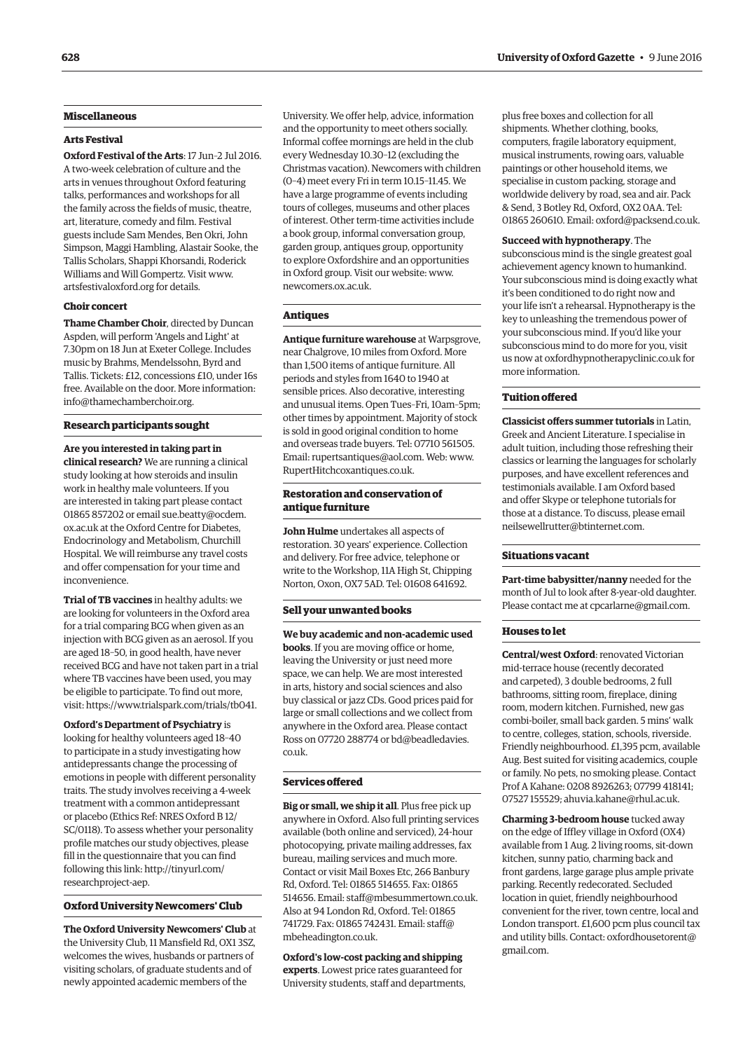## Miscellaneous

### Arts Festival

**Oxford Festival of the Arts**: 17 Jun–2 Jul 2016. A two-week celebration of culture and the arts in venues throughout Oxford featuring talks, performances and workshops for all the family across the fields of music, theatre, art, literature, comedy and film. Festival guests include Sam Mendes, Ben Okri, John Simpson, Maggi Hambling, Alastair Sooke, the Tallis Scholars, Shappi Khorsandi, Roderick Williams and Will Gompertz. Visit www.artsfestivaloxford.org for details.

### Choir concert

**Thame Chamber Choir**, directed by Duncan Aspden, will perform 'Angels and Light' at 7.30pm on 18 Jun at Exeter College. Includes music by Brahms, Mendelssohn, Byrd and Tallis. Tickets: £12, concessions £10, under 16s free. Available on the door. More information: info@thamechamberchoir.org.

### Research participants sought

**Are you interested in taking part in clinical research?** We are running a clinical study looking at how steroids and insulin work in healthy male volunteers. If you are interested in taking part please contact 01865 857202 or email sue.beatty@ocdem.ox.ac.uk at the Oxford Centre for Diabetes, Endocrinology and Metabolism, Churchill Hospital. We will reimburse any travel costs and offer compensation for your time and inconvenience.

**Trial of TB vaccines** in healthy adults: we are looking for volunteers in the Oxford area for a trial comparing BCG when given as an injection with BCG given as an aerosol. If you are aged 18–50, in good health, have never received BCG and have not taken part in a trial where TB vaccines have been used, you may be eligible to participate. To find out more, visit: https://www.trialspark.com/trials/tb041.

**Oxford's Department of Psychiatry** is looking for healthy volunteers aged 18–40 to participate in a study investigating how antidepressants change the processing of emotions in people with different personality traits. The study involves receiving a 4-week treatment with a common antidepressant or placebo (Ethics Ref: NRES Oxford B 12/SC/0118). To assess whether your personality profile matches our study objectives, please fill in the questionnaire that you can find following this link: http://tinyurl.com/researchproject-aep.

### Oxford University Newcomers' Club

**The Oxford University Newcomers' Club** at the University Club, 11 Mansfield Rd, OX1 3SZ, welcomes the wives, husbands or partners of visiting scholars, of graduate students and of newly appointed academic members of the University. We offer help, advice, information and the opportunity to meet others socially. Informal coffee mornings are held in the club every Wednesday 10.30–12 (excluding the Christmas vacation). Newcomers with children (0–4) meet every Fri in term 10.15–11.45. We have a large programme of events including tours of colleges, museums and other places of interest. Other term-time activities include a book group, informal conversation group, garden group, antiques group, opportunity to explore Oxfordshire and an opportunities in Oxford group. Visit our website: www.newcomers.ox.ac.uk.

## Antiques

**Antique furniture warehouse** at Warpsgrove, near Chalgrove, 10 miles from Oxford. More than 1,500 items of antique furniture. All periods and styles from 1640 to 1940 at sensible prices. Also decorative, interesting and unusual items. Open Tues–Fri, 10am–5pm; other times by appointment. Majority of stock is sold in good original condition to home and overseas trade buyers. Tel: 07710 561505. Email: rupertsantiques@aol.com. Web: www.RupertHitchcoxantiques.co.uk.

## Restoration and conservation of antique furniture

**John Hulme** undertakes all aspects of restoration. 30 years' experience. Collection and delivery. For free advice, telephone or write to the Workshop, 11A High St, Chipping Norton, Oxon, OX7 5AD. Tel: 01608 641692.

## Sell your unwanted books

**We buy academic and non-academic used books**. If you are moving office or home, leaving the University or just need more space, we can help. We are most interested in arts, history and social sciences and also buy classical or jazz CDs. Good prices paid for large or small collections and we collect from anywhere in the Oxford area. Please contact Ross on 07720 288774 or bd@beadledavies.co.uk.

## Services offered

**Big or small, we ship it all**. Plus free pick up anywhere in Oxford. Also full printing services available (both online and serviced), 24-hour photocopying, private mailing addresses, fax bureau, mailing services and much more. Contact or visit Mail Boxes Etc, 266 Banbury Rd, Oxford. Tel: 01865 514655. Fax: 01865 514656. Email: staff@mbesummertown.co.uk. Also at 94 London Rd, Oxford. Tel: 01865 741729. Fax: 01865 742431. Email: staff@mbeheadington.co.uk.

**Oxford's low-cost packing and shipping experts**. Lowest price rates guaranteed for University students, staff and departments, plus free boxes and collection for all shipments. Whether clothing, books, computers, fragile laboratory equipment, musical instruments, rowing oars, valuable paintings or other household items, we specialise in custom packing, storage and worldwide delivery by road, sea and air. Pack & Send, 3 Botley Rd, Oxford, OX2 0AA. Tel: 01865 260610. Email: oxford@packsend.co.uk.

**Succeed with hypnotherapy**. The subconscious mind is the single greatest goal achievement agency known to humankind. Your subconscious mind is doing exactly what it's been conditioned to do right now and your life isn't a rehearsal. Hypnotherapy is the key to unleashing the tremendous power of your subconscious mind. If you'd like your subconscious mind to do more for you, visit us now at oxfordhypnotherapyclinic.co.uk for more information.

## Tuition offered

**Classicist offers summer tutorials** in Latin, Greek and Ancient Literature. I specialise in adult tuition, including those refreshing their classics or learning the languages for scholarly purposes, and have excellent references and testimonials available. I am Oxford based and offer Skype or telephone tutorials for those at a distance. To discuss, please email neilsewellrutter@btinternet.com.

## Situations vacant

**Part-time babysitter/nanny** needed for the month of Jul to look after 8-year-old daughter. Please contact me at cpcarlarne@gmail.com.

## Houses to let

**Central/west Oxford**: renovated Victorian mid-terrace house (recently decorated and carpeted), 3 double bedrooms, 2 full bathrooms, sitting room, fireplace, dining room, modern kitchen. Furnished, new gas combi-boiler, small back garden. 5 mins' walk to centre, colleges, station, schools, riverside. Friendly neighbourhood. £1,395 pcm, available Aug. Best suited for visiting academics, couple or family. No pets, no smoking please. Contact Prof A Kahane: 0208 8926263; 07799 418141; 07527 155529; ahuvia.kahane@rhul.ac.uk.

**Charming 3-bedroom house** tucked away on the edge of Iffley village in Oxford (OX4) available from 1 Aug. 2 living rooms, sit-down kitchen, sunny patio, charming back and front gardens, large garage plus ample private parking. Recently redecorated. Secluded location in quiet, friendly neighbourhood convenient for the river, town centre, local and London transport. £1,600 pcm plus council tax and utility bills. Contact: oxfordhousetorent@gmail.com.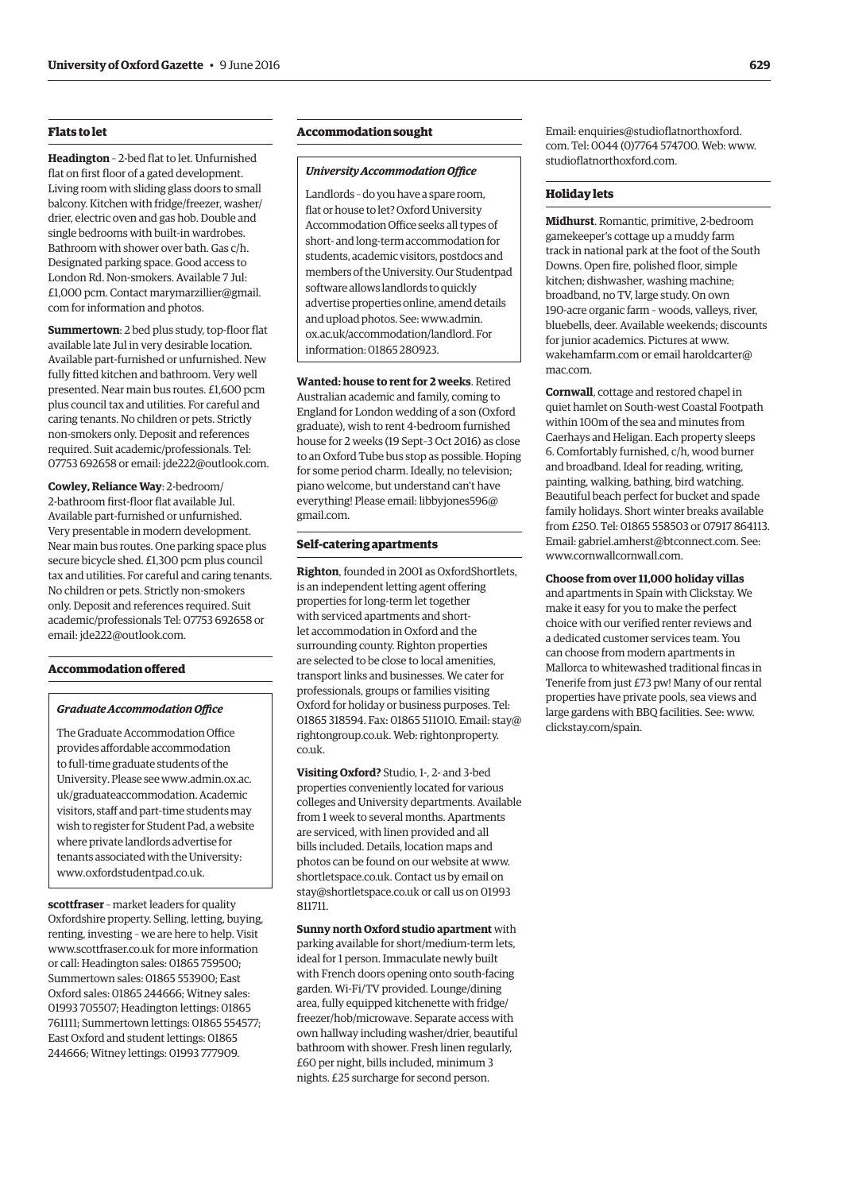### Flats to let

**Headington** – 2-bed flat to let. Unfurnished flat on first floor of a gated development. Living room with sliding glass doors to small balcony. Kitchen with fridge/freezer, washer/drier, electric oven and gas hob. Double and single bedrooms with built-in wardrobes. Bathroom with shower over bath. Gas c/h. Designated parking space. Good access to London Rd. Non-smokers. Available 7 Jul: £1,000 pcm. Contact marymarzillier@gmail.com for information and photos.

**Summertown**: 2 bed plus study, top-floor flat available late Jul in very desirable location. Available part-furnished or unfurnished. New fully fitted kitchen and bathroom. Very well presented. Near main bus routes. £1,600 pcm plus council tax and utilities. For careful and caring tenants. No children or pets. Strictly non-smokers only. Deposit and references required. Suit academic/professionals. Tel: 07753 692658 or email: jde222@outlook.com.

**Cowley, Reliance Way**: 2-bedroom/2-bathroom first-floor flat available Jul. Available part-furnished or unfurnished. Very presentable in modern development. Near main bus routes. One parking space plus secure bicycle shed. £1,300 pcm plus council tax and utilities. For careful and caring tenants. No children or pets. Strictly non-smokers only. Deposit and references required. Suit academic/professionals Tel: 07753 692658 or email: jde222@outlook.com.

### Accommodation offered

***Graduate Accommodation Office***

The Graduate Accommodation Office provides affordable accommodation to full-time graduate students of the University. Please see www.admin.ox.ac.uk/graduateaccommodation. Academic visitors, staff and part-time students may wish to register for Student Pad, a website where private landlords advertise for tenants associated with the University: www.oxfordstudentpad.co.uk.

**scottfraser** – market leaders for quality Oxfordshire property. Selling, letting, buying, renting, investing – we are here to help. Visit www.scottfraser.co.uk for more information or call: Headington sales: 01865 759500; Summertown sales: 01865 553900; East Oxford sales: 01865 244666; Witney sales: 01993 705507; Headington lettings: 01865 761111; Summertown lettings: 01865 554577; East Oxford and student lettings: 01865 244666; Witney lettings: 01993 777909.

### Accommodation sought

***University Accommodation Office***

Landlords – do you have a spare room, flat or house to let? Oxford University Accommodation Office seeks all types of short- and long-term accommodation for students, academic visitors, postdocs and members of the University. Our Studentpad software allows landlords to quickly advertise properties online, amend details and upload photos. See: www.admin.ox.ac.uk/accommodation/landlord. For information: 01865 280923.

**Wanted: house to rent for 2 weeks**. Retired Australian academic and family, coming to England for London wedding of a son (Oxford graduate), wish to rent 4-bedroom furnished house for 2 weeks (19 Sept–3 Oct 2016) as close to an Oxford Tube bus stop as possible. Hoping for some period charm. Ideally, no television; piano welcome, but understand can't have everything! Please email: libbyjones596@gmail.com.

### Self-catering apartments

**Righton**, founded in 2001 as OxfordShortlets, is an independent letting agent offering properties for long-term let together with serviced apartments and short-let accommodation in Oxford and the surrounding county. Righton properties are selected to be close to local amenities, transport links and businesses. We cater for professionals, groups or families visiting Oxford for holiday or business purposes. Tel: 01865 318594. Fax: 01865 511010. Email: stay@rightongroup.co.uk. Web: rightonproperty.co.uk.

**Visiting Oxford?** Studio, 1-, 2- and 3-bed properties conveniently located for various colleges and University departments. Available from 1 week to several months. Apartments are serviced, with linen provided and all bills included. Details, location maps and photos can be found on our website at www.shortletspace.co.uk. Contact us by email on stay@shortletspace.co.uk or call us on 01993 811711.

**Sunny north Oxford studio apartment** with parking available for short/medium-term lets, ideal for 1 person. Immaculate newly built with French doors opening onto south-facing garden. Wi-Fi/TV provided. Lounge/dining area, fully equipped kitchenette with fridge/freezer/hob/microwave. Separate access with own hallway including washer/drier, beautiful bathroom with shower. Fresh linen regularly, £60 per night, bills included, minimum 3 nights. £25 surcharge for second person. Email: enquiries@studioflatnorthoxford.com. Tel: 0044 (0)7764 574700. Web: www.studioflatnorthoxford.com.

### Holiday lets

**Midhurst**. Romantic, primitive, 2-bedroom gamekeeper's cottage up a muddy farm track in national park at the foot of the South Downs. Open fire, polished floor, simple kitchen; dishwasher, washing machine; broadband, no TV, large study. On own 190-acre organic farm – woods, valleys, river, bluebells, deer. Available weekends; discounts for junior academics. Pictures at www.wakehamfarm.com or email haroldcarter@mac.com.

**Cornwall**, cottage and restored chapel in quiet hamlet on South-west Coastal Footpath within 100m of the sea and minutes from Caerhays and Heligan. Each property sleeps 6. Comfortably furnished, c/h, wood burner and broadband. Ideal for reading, writing, painting, walking, bathing, bird watching. Beautiful beach perfect for bucket and spade family holidays. Short winter breaks available from £250. Tel: 01865 558503 or 07917 864113. Email: gabriel.amherst@btconnect.com. See: www.cornwallcornwall.com.

**Choose from over 11,000 holiday villas** and apartments in Spain with Clickstay. We make it easy for you to make the perfect choice with our verified renter reviews and a dedicated customer services team. You can choose from modern apartments in Mallorca to whitewashed traditional fincas in Tenerife from just £73 pw! Many of our rental properties have private pools, sea views and large gardens with BBQ facilities. See: www.clickstay.com/spain.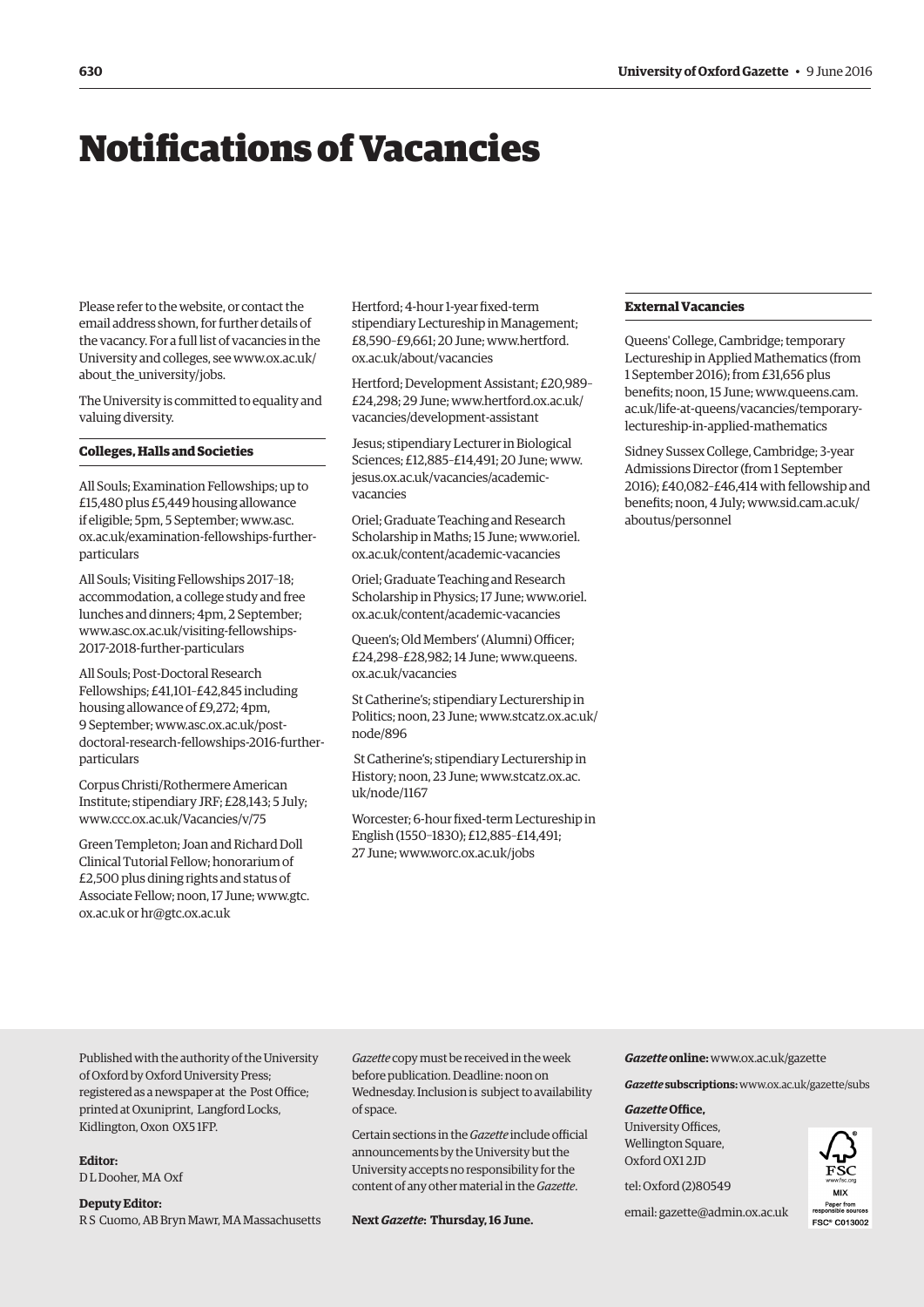# Notifications of Vacancies

Please refer to the website, or contact the email address shown, for further details of the vacancy. For a full list of vacancies in the University and colleges, see www.ox.ac.uk/about_the_university/jobs.

The University is committed to equality and valuing diversity.

### Colleges, Halls and Societies

All Souls; Examination Fellowships; up to £15,480 plus £5,449 housing allowance if eligible; 5pm, 5 September; www.asc.ox.ac.uk/examination-fellowships-further-particulars

All Souls; Visiting Fellowships 2017–18; accommodation, a college study and free lunches and dinners; 4pm, 2 September; www.asc.ox.ac.uk/visiting-fellowships-2017-2018-further-particulars

All Souls; Post-Doctoral Research Fellowships; £41,101–£42,845 including housing allowance of £9,272; 4pm, 9 September; www.asc.ox.ac.uk/post-doctoral-research-fellowships-2016-further-particulars

Corpus Christi/Rothermere American Institute; stipendiary JRF; £28,143; 5 July; www.ccc.ox.ac.uk/Vacancies/v/75

Green Templeton; Joan and Richard Doll Clinical Tutorial Fellow; honorarium of £2,500 plus dining rights and status of Associate Fellow; noon, 17 June; www.gtc.ox.ac.uk or hr@gtc.ox.ac.uk

Hertford; 4-hour 1-year fixed-term stipendiary Lectureship in Management; £8,590–£9,661; 20 June; www.hertford.ox.ac.uk/about/vacancies

Hertford; Development Assistant; £20,989–£24,298; 29 June; www.hertford.ox.ac.uk/vacancies/development-assistant

Jesus; stipendiary Lecturer in Biological Sciences; £12,885–£14,491; 20 June; www.jesus.ox.ac.uk/vacancies/academic-vacancies

Oriel; Graduate Teaching and Research Scholarship in Maths; 15 June; www.oriel.ox.ac.uk/content/academic-vacancies

Oriel; Graduate Teaching and Research Scholarship in Physics; 17 June; www.oriel.ox.ac.uk/content/academic-vacancies

Queen's; Old Members' (Alumni) Officer; £24,298–£28,982; 14 June; www.queens.ox.ac.uk/vacancies

St Catherine's; stipendiary Lecturership in Politics; noon, 23 June; www.stcatz.ox.ac.uk/node/896

St Catherine's; stipendiary Lecturership in History; noon, 23 June; www.stcatz.ox.ac.uk/node/1167

Worcester; 6-hour fixed-term Lectureship in English (1550–1830); £12,885–£14,491; 27 June; www.worc.ox.ac.uk/jobs

### External Vacancies

Queens' College, Cambridge; temporary Lectureship in Applied Mathematics (from 1 September 2016); from £31,656 plus benefits; noon, 15 June; www.queens.cam.ac.uk/life-at-queens/vacancies/temporary-lectureship-in-applied-mathematics

Sidney Sussex College, Cambridge; 3-year Admissions Director (from 1 September 2016); £40,082–£46,414 with fellowship and benefits; noon, 4 July; www.sid.cam.ac.uk/aboutus/personnel

---

Published with the authority of the University of Oxford by Oxford University Press; registered as a newspaper at the Post Office; printed at Oxuniprint, Langford Locks, Kidlington, Oxon OX5 1FP.

**Editor:**
D L Dooher, MA Oxf

**Deputy Editor:**
R S Cuomo, AB Bryn Mawr, MA Massachusetts

*Gazette* copy must be received in the week before publication. Deadline: noon on Wednesday. Inclusion is subject to availability of space.

Certain sections in the *Gazette* include official announcements by the University but the University accepts no responsibility for the content of any other material in the *Gazette*.

**Next *Gazette*: Thursday, 16 June.**

***Gazette* online:** www.ox.ac.uk/gazette

***Gazette* subscriptions:** www.ox.ac.uk/gazette/subs

***Gazette* Office,**
University Offices,
Wellington Square,
Oxford OX1 2JD

tel: Oxford (2)80549

email: gazette@admin.ox.ac.uk

FSC www.fsc.org MIX Paper from responsible sources FSC® C013002